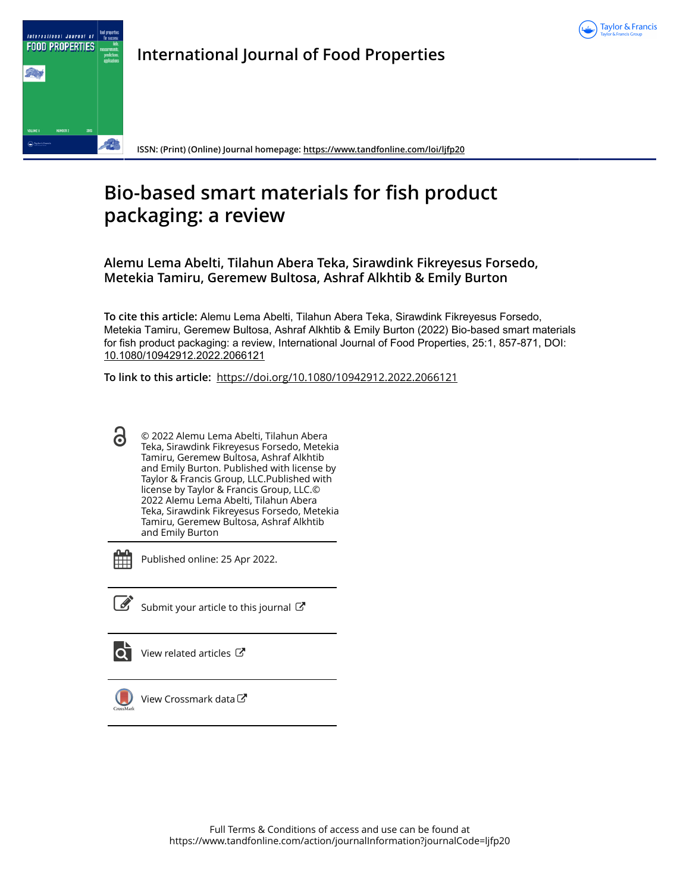International Journal of Food Properties

ISSN: (Print) (Online) Journal homepage: https://www.tandfonline.com/loi/ljfp20

# Bio-based smart materials for fish product packaging: a review

**Alemu Lema Abelti, Tilahun Abera Teka, Sirawdink Fikreyesus Forsedo, Metekia Tamiru, Geremew Bultosa, Ashraf Alkhtib & Emily Burton**

**To cite this article:** Alemu Lema Abelti, Tilahun Abera Teka, Sirawdink Fikreyesus Forsedo, Metekia Tamiru, Geremew Bultosa, Ashraf Alkhtib & Emily Burton (2022) Bio-based smart materials for fish product packaging: a review, International Journal of Food Properties, 25:1, 857-871, DOI: 10.1080/10942912.2022.2066121

**To link to this article:** https://doi.org/10.1080/10942912.2022.2066121

© 2022 Alemu Lema Abelti, Tilahun Abera Teka, Sirawdink Fikreyesus Forsedo, Metekia Tamiru, Geremew Bultosa, Ashraf Alkhtib and Emily Burton. Published with license by Taylor & Francis Group, LLC.Published with license by Taylor & Francis Group, LLC.© 2022 Alemu Lema Abelti, Tilahun Abera Teka, Sirawdink Fikreyesus Forsedo, Metekia Tamiru, Geremew Bultosa, Ashraf Alkhtib and Emily Burton

Published online: 25 Apr 2022.

Submit your article to this journal

View related articles

View Crossmark data

Full Terms & Conditions of access and use can be found at https://www.tandfonline.com/action/journalInformation?journalCode=ljfp20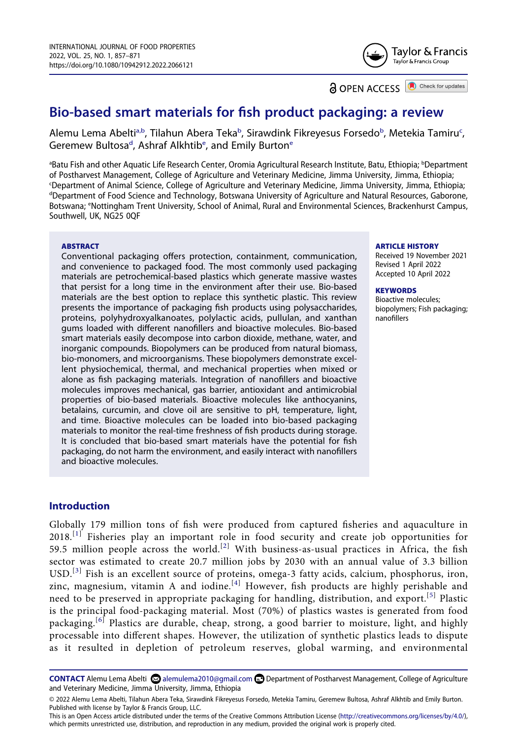# Bio-based smart materials for fish product packaging: a review

Alemu Lema Abelti[a,b], Tilahun Abera Teka[b], Sirawdink Fikreyesus Forsedo[b], Metekia Tamiru[c], Geremew Bultosa[d], Ashraf Alkhtib[e], and Emily Burton[e]

[a]Batu Fish and other Aquatic Life Research Center, Oromia Agricultural Research Institute, Batu, Ethiopia; [b]Department of Postharvest Management, College of Agriculture and Veterinary Medicine, Jimma University, Jimma, Ethiopia; [c]Department of Animal Science, College of Agriculture and Veterinary Medicine, Jimma University, Jimma, Ethiopia; [d]Department of Food Science and Technology, Botswana University of Agriculture and Natural Resources, Gaborone, Botswana; [e]Nottingham Trent University, School of Animal, Rural and Environmental Sciences, Brackenhurst Campus, Southwell, UK, NG25 0QF

**ABSTRACT**

Conventional packaging offers protection, containment, communication, and convenience to packaged food. The most commonly used packaging materials are petrochemical-based plastics which generate massive wastes that persist for a long time in the environment after their use. Bio-based materials are the best option to replace this synthetic plastic. This review presents the importance of packaging fish products using polysaccharides, proteins, polyhydroxyalkanoates, polylactic acids, pullulan, and xanthan gums loaded with different nanofillers and bioactive molecules. Bio-based smart materials easily decompose into carbon dioxide, methane, water, and inorganic compounds. Biopolymers can be produced from natural biomass, bio-monomers, and microorganisms. These biopolymers demonstrate excellent physiochemical, thermal, and mechanical properties when mixed or alone as fish packaging materials. Integration of nanofillers and bioactive molecules improves mechanical, gas barrier, antioxidant and antimicrobial properties of bio-based materials. Bioactive molecules like anthocyanins, betalains, curcumin, and clove oil are sensitive to pH, temperature, light, and time. Bioactive molecules can be loaded into bio-based packaging materials to monitor the real-time freshness of fish products during storage. It is concluded that bio-based smart materials have the potential for fish packaging, do not harm the environment, and easily interact with nanofillers and bioactive molecules.

**ARTICLE HISTORY**

Received 19 November 2021
Revised 1 April 2022
Accepted 10 April 2022

**KEYWORDS**

Bioactive molecules; biopolymers; Fish packaging; nanofillers

## Introduction

Globally 179 million tons of fish were produced from captured fisheries and aquaculture in 2018.[1] Fisheries play an important role in food security and create job opportunities for 59.5 million people across the world.[2] With business-as-usual practices in Africa, the fish sector was estimated to create 20.7 million jobs by 2030 with an annual value of 3.3 billion USD.[3] Fish is an excellent source of proteins, omega-3 fatty acids, calcium, phosphorus, iron, zinc, magnesium, vitamin A and iodine.[4] However, fish products are highly perishable and need to be preserved in appropriate packaging for handling, distribution, and export.[5] Plastic is the principal food-packaging material. Most (70%) of plastics wastes is generated from food packaging.[6] Plastics are durable, cheap, strong, a good barrier to moisture, light, and highly processable into different shapes. However, the utilization of synthetic plastics leads to dispute as it resulted in depletion of petroleum reserves, global warming, and environmental

**CONTACT** Alemu Lema Abelti alemulema2010@gmail.com Department of Postharvest Management, College of Agriculture and Veterinary Medicine, Jimma University, Jimma, Ethiopia

© 2022 Alemu Lema Abelti, Tilahun Abera Teka, Sirawdink Fikreyesus Forsedo, Metekia Tamiru, Geremew Bultosa, Ashraf Alkhtib and Emily Burton. Published with license by Taylor & Francis Group, LLC.
This is an Open Access article distributed under the terms of the Creative Commons Attribution License (http://creativecommons.org/licenses/by/4.0/), which permits unrestricted use, distribution, and reproduction in any medium, provided the original work is properly cited.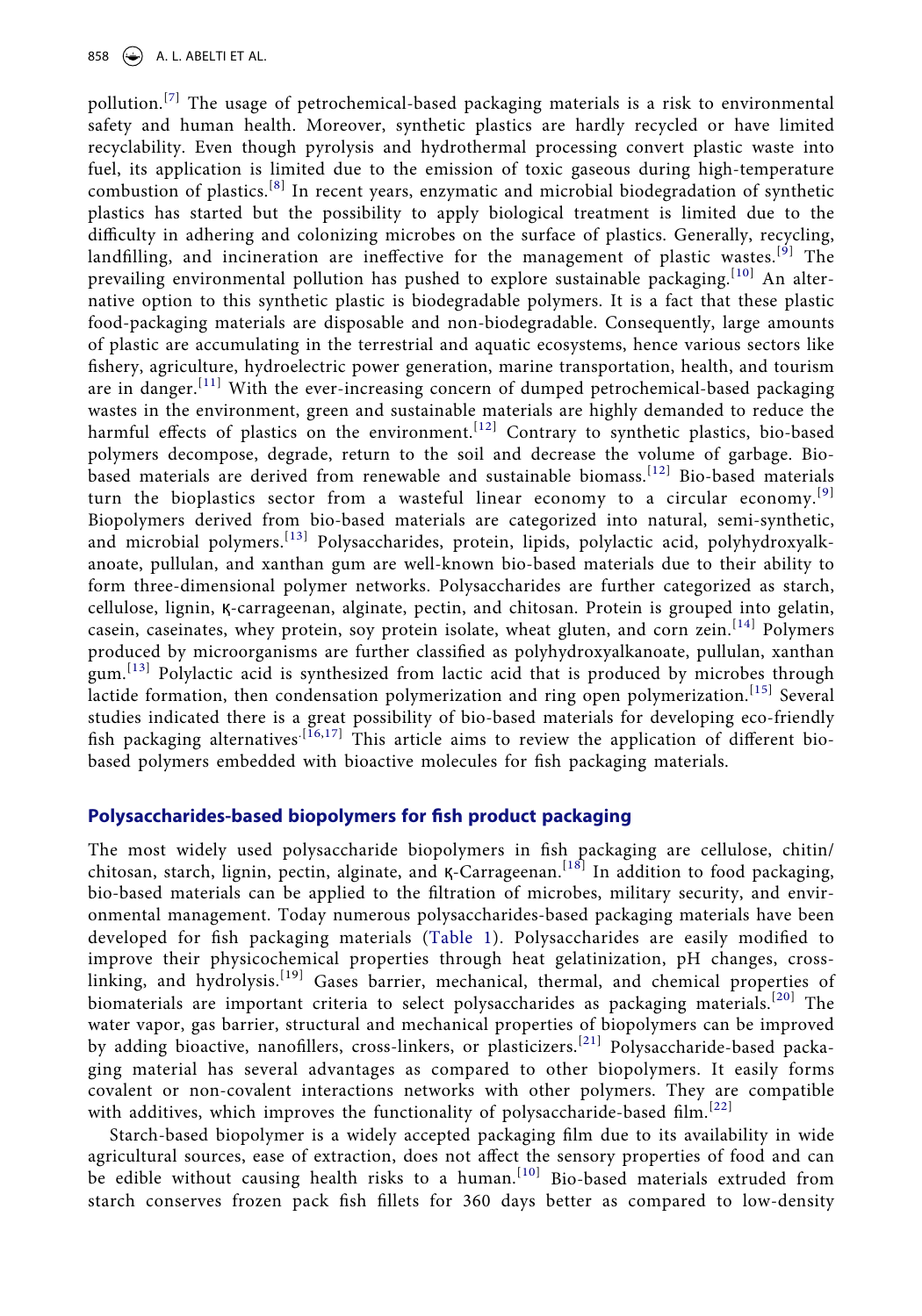pollution.[7] The usage of petrochemical-based packaging materials is a risk to environmental safety and human health. Moreover, synthetic plastics are hardly recycled or have limited recyclability. Even though pyrolysis and hydrothermal processing convert plastic waste into fuel, its application is limited due to the emission of toxic gaseous during high-temperature combustion of plastics.[8] In recent years, enzymatic and microbial biodegradation of synthetic plastics has started but the possibility to apply biological treatment is limited due to the difficulty in adhering and colonizing microbes on the surface of plastics. Generally, recycling, landfilling, and incineration are ineffective for the management of plastic wastes.[9] The prevailing environmental pollution has pushed to explore sustainable packaging.[10] An alternative option to this synthetic plastic is biodegradable polymers. It is a fact that these plastic food-packaging materials are disposable and non-biodegradable. Consequently, large amounts of plastic are accumulating in the terrestrial and aquatic ecosystems, hence various sectors like fishery, agriculture, hydroelectric power generation, marine transportation, health, and tourism are in danger.[11] With the ever-increasing concern of dumped petrochemical-based packaging wastes in the environment, green and sustainable materials are highly demanded to reduce the harmful effects of plastics on the environment.[12] Contrary to synthetic plastics, bio-based polymers decompose, degrade, return to the soil and decrease the volume of garbage. Bio-based materials are derived from renewable and sustainable biomass.[12] Bio-based materials turn the bioplastics sector from a wasteful linear economy to a circular economy.[9] Biopolymers derived from bio-based materials are categorized into natural, semi-synthetic, and microbial polymers.[13] Polysaccharides, protein, lipids, polylactic acid, polyhydroxyalkanoate, pullulan, and xanthan gum are well-known bio-based materials due to their ability to form three-dimensional polymer networks. Polysaccharides are further categorized as starch, cellulose, lignin, ķ-carrageenan, alginate, pectin, and chitosan. Protein is grouped into gelatin, casein, caseinates, whey protein, soy protein isolate, wheat gluten, and corn zein.[14] Polymers produced by microorganisms are further classified as polyhydroxyalkanoate, pullulan, xanthan gum.[13] Polylactic acid is synthesized from lactic acid that is produced by microbes through lactide formation, then condensation polymerization and ring open polymerization.[15] Several studies indicated there is a great possibility of bio-based materials for developing eco-friendly fish packaging alternatives·[16,17] This article aims to review the application of different bio-based polymers embedded with bioactive molecules for fish packaging materials.

## Polysaccharides-based biopolymers for fish product packaging

The most widely used polysaccharide biopolymers in fish packaging are cellulose, chitin/chitosan, starch, lignin, pectin, alginate, and ķ-Carrageenan.[18] In addition to food packaging, bio-based materials can be applied to the filtration of microbes, military security, and environmental management. Today numerous polysaccharides-based packaging materials have been developed for fish packaging materials (Table 1). Polysaccharides are easily modified to improve their physicochemical properties through heat gelatinization, pH changes, cross-linking, and hydrolysis.[19] Gases barrier, mechanical, thermal, and chemical properties of biomaterials are important criteria to select polysaccharides as packaging materials.[20] The water vapor, gas barrier, structural and mechanical properties of biopolymers can be improved by adding bioactive, nanofillers, cross-linkers, or plasticizers.[21] Polysaccharide-based packaging material has several advantages as compared to other biopolymers. It easily forms covalent or non-covalent interactions networks with other polymers. They are compatible with additives, which improves the functionality of polysaccharide-based film.[22]

Starch-based biopolymer is a widely accepted packaging film due to its availability in wide agricultural sources, ease of extraction, does not affect the sensory properties of food and can be edible without causing health risks to a human.[10] Bio-based materials extruded from starch conserves frozen pack fish fillets for 360 days better as compared to low-density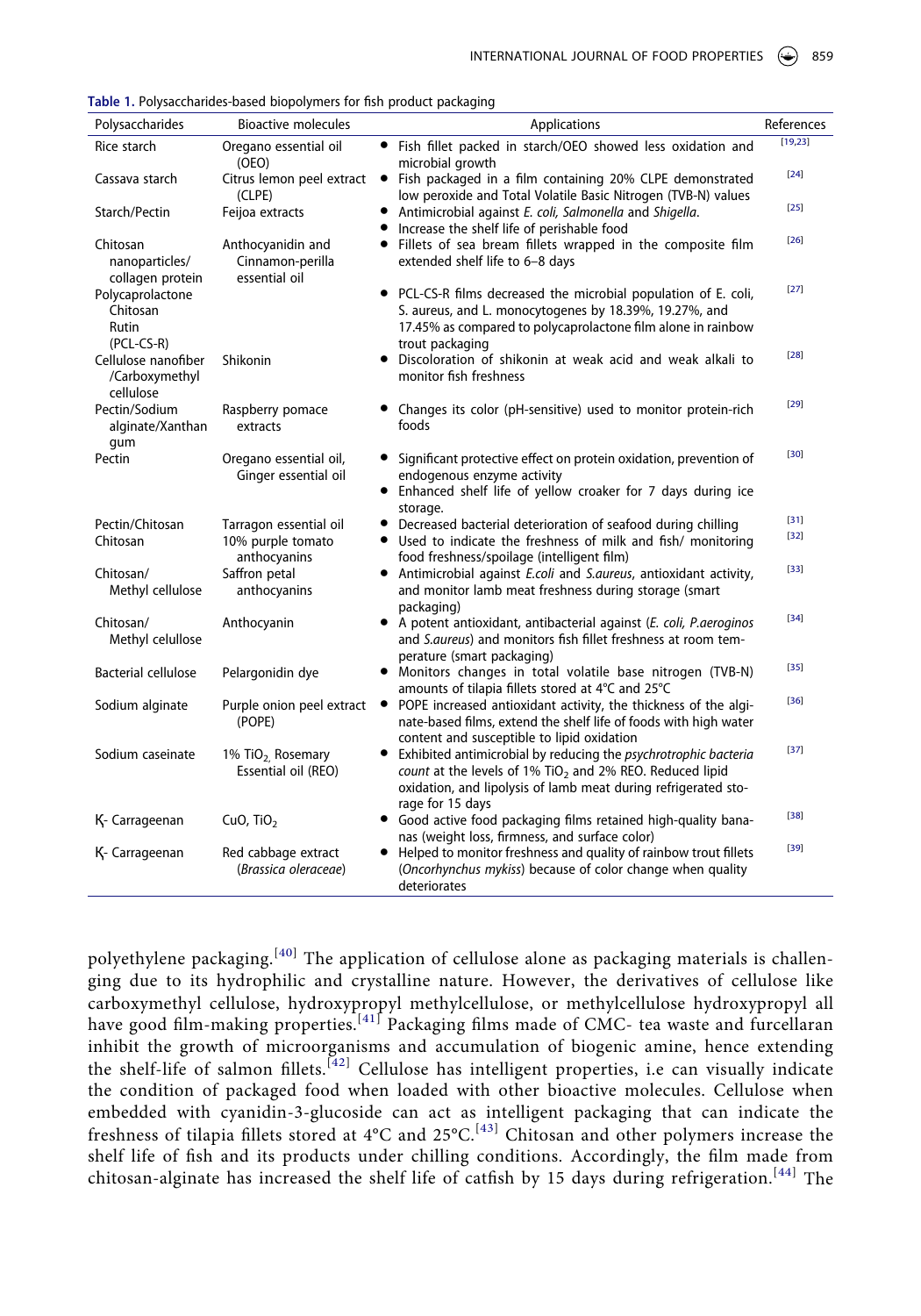**Table 1.** Polysaccharides-based biopolymers for fish product packaging

| Polysaccharides | Bioactive molecules | Applications | References |
|---|---|---|---|
| Rice starch | Oregano essential oil (OEO) | • Fish fillet packed in starch/OEO showed less oxidation and microbial growth | [19,23] |
| Cassava starch | Citrus lemon peel extract (CLPE) | • Fish packaged in a film containing 20% CLPE demonstrated low peroxide and Total Volatile Basic Nitrogen (TVB-N) values | [24] |
| Starch/Pectin | Feijoa extracts | • Antimicrobial against *E. coli, Salmonella* and *Shigella*. • Increase the shelf life of perishable food | [25] |
| Chitosan nanoparticles/ collagen protein | Anthocyanidin and Cinnamon-perilla essential oil | • Fillets of sea bream fillets wrapped in the composite film extended shelf life to 6–8 days | [26] |
| Polycaprolactone Chitosan Rutin (PCL-CS-R) | | • PCL-CS-R films decreased the microbial population of E. coli, S. aureus, and L. monocytogenes by 18.39%, 19.27%, and 17.45% as compared to polycaprolactone film alone in rainbow trout packaging | [27] |
| Cellulose nanofiber /Carboxymethyl cellulose | Shikonin | • Discoloration of shikonin at weak acid and weak alkali to monitor fish freshness | [28] |
| Pectin/Sodium alginate/Xanthan gum | Raspberry pomace extracts | • Changes its color (pH-sensitive) used to monitor protein-rich foods | [29] |
| Pectin | Oregano essential oil, Ginger essential oil | • Significant protective effect on protein oxidation, prevention of endogenous enzyme activity • Enhanced shelf life of yellow croaker for 7 days during ice storage. | [30] |
| Pectin/Chitosan | Tarragon essential oil | • Decreased bacterial deterioration of seafood during chilling | [31] |
| Chitosan | 10% purple tomato anthocyanins | • Used to indicate the freshness of milk and fish/ monitoring food freshness/spoilage (intelligent film) | [32] |
| Chitosan/ Methyl cellulose | Saffron petal anthocyanins | • Antimicrobial against *E.coli* and *S.aureus*, antioxidant activity, and monitor lamb meat freshness during storage (smart packaging) | [33] |
| Chitosan/ Methyl celullose | Anthocyanin | • A potent antioxidant, antibacterial against (*E. coli, P.aeroginos* and *S.aureus*) and monitors fish fillet freshness at room temperature (smart packaging) | [34] |
| Bacterial cellulose | Pelargonidin dye | • Monitors changes in total volatile base nitrogen (TVB-N) amounts of tilapia fillets stored at 4°C and 25°C | [35] |
| Sodium alginate | Purple onion peel extract (POPE) | • POPE increased antioxidant activity, the thickness of the alginate-based films, extend the shelf life of foods with high water content and susceptible to lipid oxidation | [36] |
| Sodium caseinate | 1% $TiO_2$, Rosemary Essential oil (REO) | • Exhibited antimicrobial by reducing the *psychrotrophic bacteria count* at the levels of 1% $TiO_2$ and 2% REO. Reduced lipid oxidation, and lipolysis of lamb meat during refrigerated storage for 15 days | [37] |
| Ķ- Carrageenan | CuO, $TiO_2$ | • Good active food packaging films retained high-quality bananas (weight loss, firmness, and surface color) | [38] |
| Ķ- Carrageenan | Red cabbage extract (*Brassica oleraceae*) | • Helped to monitor freshness and quality of rainbow trout fillets (*Oncorhynchus mykiss*) because of color change when quality deteriorates | [39] |

polyethylene packaging.[40] The application of cellulose alone as packaging materials is challenging due to its hydrophilic and crystalline nature. However, the derivatives of cellulose like carboxymethyl cellulose, hydroxypropyl methylcellulose, or methylcellulose hydroxypropyl all have good film-making properties.[41] Packaging films made of CMC- tea waste and furcellaran inhibit the growth of microorganisms and accumulation of biogenic amine, hence extending the shelf-life of salmon fillets.[42] Cellulose has intelligent properties, i.e can visually indicate the condition of packaged food when loaded with other bioactive molecules. Cellulose when embedded with cyanidin-3-glucoside can act as intelligent packaging that can indicate the freshness of tilapia fillets stored at 4°C and 25°C.[43] Chitosan and other polymers increase the shelf life of fish and its products under chilling conditions. Accordingly, the film made from chitosan-alginate has increased the shelf life of catfish by 15 days during refrigeration.[44] The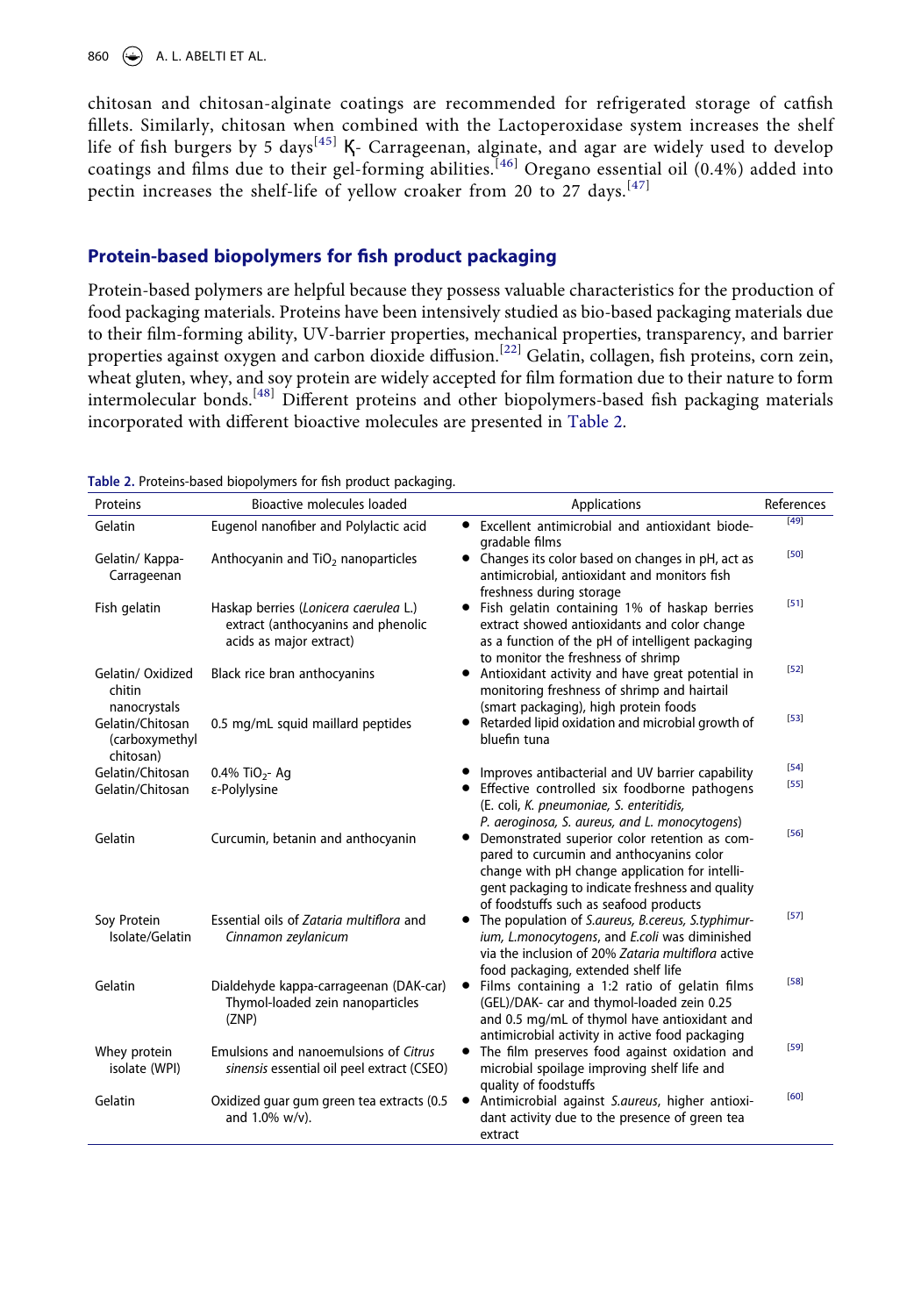chitosan and chitosan-alginate coatings are recommended for refrigerated storage of catfish fillets. Similarly, chitosan when combined with the Lactoperoxidase system increases the shelf life of fish burgers by 5 days[45] Ꝁ- Carrageenan, alginate, and agar are widely used to develop coatings and films due to their gel-forming abilities.[46] Oregano essential oil (0.4%) added into pectin increases the shelf-life of yellow croaker from 20 to 27 days.[47]

## Protein-based biopolymers for fish product packaging

Protein-based polymers are helpful because they possess valuable characteristics for the production of food packaging materials. Proteins have been intensively studied as bio-based packaging materials due to their film-forming ability, UV-barrier properties, mechanical properties, transparency, and barrier properties against oxygen and carbon dioxide diffusion.[22] Gelatin, collagen, fish proteins, corn zein, wheat gluten, whey, and soy protein are widely accepted for film formation due to their nature to form intermolecular bonds.[48] Different proteins and other biopolymers-based fish packaging materials incorporated with different bioactive molecules are presented in Table 2.

**Table 2.** Proteins-based biopolymers for fish product packaging.

| Proteins | Bioactive molecules loaded | Applications | References |
|---|---|---|---|
| Gelatin | Eugenol nanofiber and Polylactic acid | • Excellent antimicrobial and antioxidant biodegradable films | [49] |
| Gelatin/ Kappa-Carrageenan | Anthocyanin and $TiO_2$ nanoparticles | • Changes its color based on changes in pH, act as antimicrobial, antioxidant and monitors fish freshness during storage | [50] |
| Fish gelatin | Haskap berries (*Lonicera caerulea* L.) extract (anthocyanins and phenolic acids as major extract) | • Fish gelatin containing 1% of haskap berries extract showed antioxidants and color change as a function of the pH of intelligent packaging to monitor the freshness of shrimp | [51] |
| Gelatin/ Oxidized chitin nanocrystals | Black rice bran anthocyanins | • Antioxidant activity and have great potential in monitoring freshness of shrimp and hairtail (smart packaging), high protein foods | [52] |
| Gelatin/Chitosan (carboxymethyl chitosan) | 0.5 mg/mL squid maillard peptides | • Retarded lipid oxidation and microbial growth of bluefin tuna | [53] |
| Gelatin/Chitosan | 0.4% $TiO_2$- Ag | • Improves antibacterial and UV barrier capability | [54] |
| Gelatin/Chitosan | ε-Polylysine | • Effective controlled six foodborne pathogens (E. coli, *K. pneumoniae, S. enteritidis, P. aeroginosa, S. aureus, and L. monocytogens*) | [55] |
| Gelatin | Curcumin, betanin and anthocyanin | • Demonstrated superior color retention as compared to curcumin and anthocyanins color change with pH change application for intelligent packaging to indicate freshness and quality of foodstuffs such as seafood products | [56] |
| Soy Protein Isolate/Gelatin | Essential oils of *Zataria multiflora* and *Cinnamon zeylanicum* | • The population of *S.aureus, B.cereus, S.typhimurium, L.monocytogens*, and *E.coli* was diminished via the inclusion of 20% *Zataria multiflora* active food packaging, extended shelf life | [57] |
| Gelatin | Dialdehyde kappa-carrageenan (DAK-car) Thymol-loaded zein nanoparticles (ZNP) | • Films containing a 1:2 ratio of gelatin films (GEL)/DAK- car and thymol-loaded zein 0.25 and 0.5 mg/mL of thymol have antioxidant and antimicrobial activity in active food packaging | [58] |
| Whey protein isolate (WPI) | Emulsions and nanoemulsions of *Citrus sinensis* essential oil peel extract (CSEO) | • The film preserves food against oxidation and microbial spoilage improving shelf life and quality of foodstuffs | [59] |
| Gelatin | Oxidized guar gum green tea extracts (0.5 and 1.0% w/v). | • Antimicrobial against *S.aureus*, higher antioxidant activity due to the presence of green tea extract | [60] |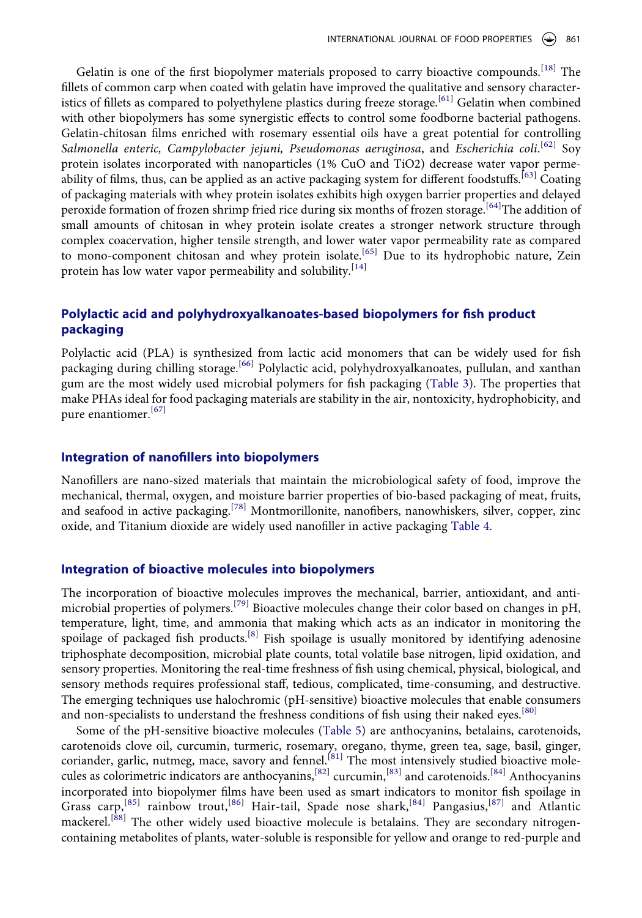Gelatin is one of the first biopolymer materials proposed to carry bioactive compounds.[18] The fillets of common carp when coated with gelatin have improved the qualitative and sensory characteristics of fillets as compared to polyethylene plastics during freeze storage.[61] Gelatin when combined with other biopolymers has some synergistic effects to control some foodborne bacterial pathogens. Gelatin-chitosan films enriched with rosemary essential oils have a great potential for controlling *Salmonella enteric, Campylobacter jejuni, Pseudomonas aeruginosa*, and *Escherichia coli*.[62] Soy protein isolates incorporated with nanoparticles (1% CuO and TiO2) decrease water vapor permeability of films, thus, can be applied as an active packaging system for different foodstuffs.[63] Coating of packaging materials with whey protein isolates exhibits high oxygen barrier properties and delayed peroxide formation of frozen shrimp fried rice during six months of frozen storage.[64]The addition of small amounts of chitosan in whey protein isolate creates a stronger network structure through complex coacervation, higher tensile strength, and lower water vapor permeability rate as compared to mono-component chitosan and whey protein isolate.[65] Due to its hydrophobic nature, Zein protein has low water vapor permeability and solubility.[14]

## Polylactic acid and polyhydroxyalkanoates-based biopolymers for fish product packaging

Polylactic acid (PLA) is synthesized from lactic acid monomers that can be widely used for fish packaging during chilling storage.[66] Polylactic acid, polyhydroxyalkanoates, pullulan, and xanthan gum are the most widely used microbial polymers for fish packaging (Table 3). The properties that make PHAs ideal for food packaging materials are stability in the air, nontoxicity, hydrophobicity, and pure enantiomer.[67]

## Integration of nanofillers into biopolymers

Nanofillers are nano-sized materials that maintain the microbiological safety of food, improve the mechanical, thermal, oxygen, and moisture barrier properties of bio-based packaging of meat, fruits, and seafood in active packaging.[78] Montmorillonite, nanofibers, nanowhiskers, silver, copper, zinc oxide, and Titanium dioxide are widely used nanofiller in active packaging Table 4.

## Integration of bioactive molecules into biopolymers

The incorporation of bioactive molecules improves the mechanical, barrier, antioxidant, and antimicrobial properties of polymers.[79] Bioactive molecules change their color based on changes in pH, temperature, light, time, and ammonia that making which acts as an indicator in monitoring the spoilage of packaged fish products.[8] Fish spoilage is usually monitored by identifying adenosine triphosphate decomposition, microbial plate counts, total volatile base nitrogen, lipid oxidation, and sensory properties. Monitoring the real-time freshness of fish using chemical, physical, biological, and sensory methods requires professional staff, tedious, complicated, time-consuming, and destructive. The emerging techniques use halochromic (pH-sensitive) bioactive molecules that enable consumers and non-specialists to understand the freshness conditions of fish using their naked eyes.[80]

Some of the pH-sensitive bioactive molecules (Table 5) are anthocyanins, betalains, carotenoids, carotenoids clove oil, curcumin, turmeric, rosemary, oregano, thyme, green tea, sage, basil, ginger, coriander, garlic, nutmeg, mace, savory and fennel.[81] The most intensively studied bioactive molecules as colorimetric indicators are anthocyanins,[82] curcumin,[83] and carotenoids.[84] Anthocyanins incorporated into biopolymer films have been used as smart indicators to monitor fish spoilage in Grass carp,[85] rainbow trout,[86] Hair-tail, Spade nose shark,[84] Pangasius,[87] and Atlantic mackerel.[88] The other widely used bioactive molecule is betalains. They are secondary nitrogen-containing metabolites of plants, water-soluble is responsible for yellow and orange to red-purple and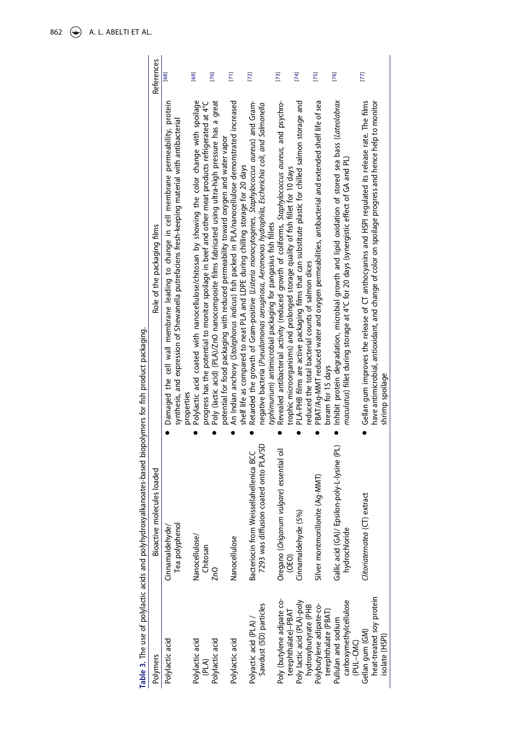**Table 3.** The use of polylactic acids and polyhydroxyalkanoates-based biopolymers for fish product packaging.

| Polymers | Bioactive molecules loaded | Role of the packaging films | References |
|---|---|---|---|
| Polylactic acid | Cinnamaldehyde/ Tea polyphenol | • Damaged the cell wall membrane leading to change in cell membrane permeability, protein synthesis, and expression of Shewanella putrefaciens fresh-keeping material with antibacterial properties | [68] |
| Polylactic acid (PLA) | Nanocellulose/ Chitosan | • Polylactic acid coated with nanocellulose/chitosan by showing the color change with spoilage progress has the potential to monitor spoilage in beef and other meat products refrigerated at 4°C | [69] |
| Polylactic acid | ZnO | • Poly (lactic acid) (PLA)/ZnO nanocomposite films fabricated using ultra-high pressure has a great potential for food packaging with reduced permeability toward oxygen and water vapor | [70] |
| Polylactic acid | Nanocellulose | • An Indian anchovy (*Stolephorus indicus*) fish packed in PLA/nanocellulose demonstrated increased shelf life as compared to neat PLA and LDPE during chilling storage for 20 days | [71] |
| Polyactic acid (PLA) / Sawdust (SD) particles | Bacteriocin from Weissellahellenica BCC 7293 was diffusion coated onto PLA/SD | • Retarded the growth of Gram-positive (*Listeria monocytogenes*, *Staphylococcus aureus*) and Gram-negative bacteria (*Pseudomonas aeruginosa*, *Aeromonas hydrophila*, *Escherichia coli*, and *Salmonella typhimurium*) antimicrobial packaging for pangasius fish fillets | [72] |
| Poly (butylene adipate co-terephthalate)–PBAT | Oregano (*Origanum vulgare*) essential oil (OEO) | • Revealed antibacterial activity (reduced growth of coliforms, *Staphylococcus aureus*, and psychrotrophic microorganisms) and prolonged storage quality of fish fillet for 10 days | [73] |
| Poly lactic acid (PLA)-poly hydroxybutyrate (PHB | Cinnamaldehyde (5%) | • PLA-PHB films are active packaging films that can substitute plastic for chilled salmon storage and reduced the total bacterial counts of salmon dices | [74] |
| Polybutylene adipate-co-terephthalate (PBAT) | Silver montmorillonite (Ag-MMT) | • PBAT/Ag-MMT reduced water and oxygen permeabilities, antibacterial and extended shelf life of sea bream for 15 days | [75] |
| Pullulan and sodium carboxymethylcellulose (PUL–CMC) | Gallic acid (GA)/ Epsilon-poly-L-lysine (PL) hydrochloride | • Inhibit protein degradation, microbial growth and lipid oxidation of stored sea bass (*Lateolabrax maculatus*) fillet during storage at 4°C for 20 days (synergistic effect of GA and PL) | [76] |
| Gellan gum (GM) heat-treated soy protein isolate (HSPI) | *Clitoriaternatea* (CT) extract | • Gellan gum improves the release of CT anthocyanins and HSPI regulated its release rate. The films have antimicrobial, antioxidant, and change of color on spoilage progress and hence help to monitor shrimp spoilage | [77] |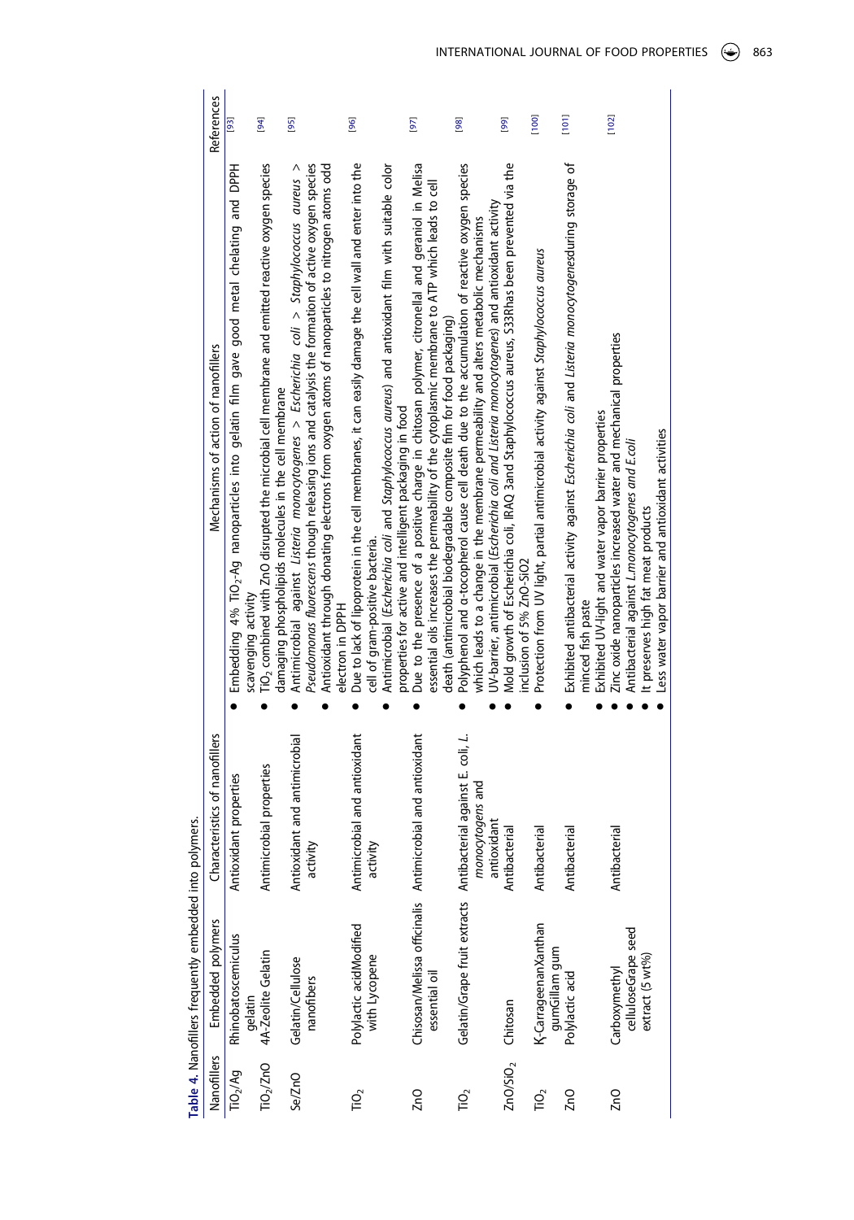Table 4. Nanofillers frequently embedded into polymers.

| Nanofillers | Embedded polymers | Characteristics of nanofillers | Mechanisms of action of nanofillers | References |
|---|---|---|---|---|
| $TiO_2$/Ag | Rhinobatoscemiculus gelatin | Antioxidant properties | • Embedding 4% $TiO_2$-Ag nanoparticles into gelatin film gave good metal chelating and DPPH scavenging activity | [93] |
| $TiO_2$/ZnO | 4A-Zeolite Gelatin | Antimicrobial properties | • $TiO_2$ combined with ZnO disrupted the microbial cell membrane and emitted reactive oxygen species damaging phospholipids molecules in the cell membrane | [94] |
| Se/ZnO | Gelatin/Cellulose nanofibers | Antioxidant and antimicrobial activity | • Antimicrobial against *Listeria monocytogenes* > *Escherichia coli* > *Staphylococcus aureus* > *Pseudomonas fluorescens* though releasing ions and catalysis the formation of active oxygen species • Antioxidant through donating electrons from oxygen atoms of nanoparticles to nitrogen atoms odd electron in DPPH | [95] |
| $TiO_2$ | Polylactic acidModified with Lycopene | Antimicrobial and antioxidant activity | • Due to lack of lipoprotein in the cell membranes, it can easily damage the cell wall and enter into the cell of gram-positive bacteria. • Antimicrobial (*Escherichia coli* and *Staphylococcus aureus*) and antioxidant film with suitable color properties for active and intelligent packaging in food | [96] |
| ZnO | Chisosan/Melissa officinalis essential oil | Antimicrobial and antioxidant | • Due to the presence of a positive charge in chitosan polymer, citronellal and geraniol in Melisa essential oils increases the permeability of the cytoplasmic membrane to ATP which leads to cell death (antimicrobial biodegradable composite film for food packaging) | [97] |
| $TiO_2$ | Gelatin/Grape fruit extracts | Antibacterial against E. coli, *L. monocytogens* and antioxidant | • Polyphenol and α-tocopherol cause cell death due to the accumulation of reactive oxygen species which leads to a change in the membrane permeability and alters metabolic mechanisms • UV-barrier, antimicrobial (*Escherichia coli and Listeria monocytogenes*) and antioxidant activity | [98] |
| ZnO/$SiO_2$ | Chitosan | Antibacterial | • Mold growth of Escherichia coli, IRAQ 3and Staphylococcus aureus, S33Rhas been prevented via the inclusion of 5% ZnO-SiO2 | [99] |
| $TiO_2$ | Ķ-CarrageenanXanthan gumGillam gum | Antibacterial | • Protection from UV light, partial antimicrobial activity against *Staphylococcus aureus* | [100] |
| ZnO | Polylactic acid | Antibacterial | • Exhibited antibacterial activity against *Escherichia coli* and *Listeria monocytogenes*during storage of minced fish paste • Exhibited UV-light and water vapor barrier properties | [101] |
| ZnO | Carboxymethyl celluloseGrape seed extract (5 wt%) | Antibacterial | • Zinc oxide nanoparticles increased water and mechanical properties • Antibacterial against *L.monocytogenes and E.coli* • It preserves high fat meat products • Less water vapor barrier and antioxidant activities | [102] |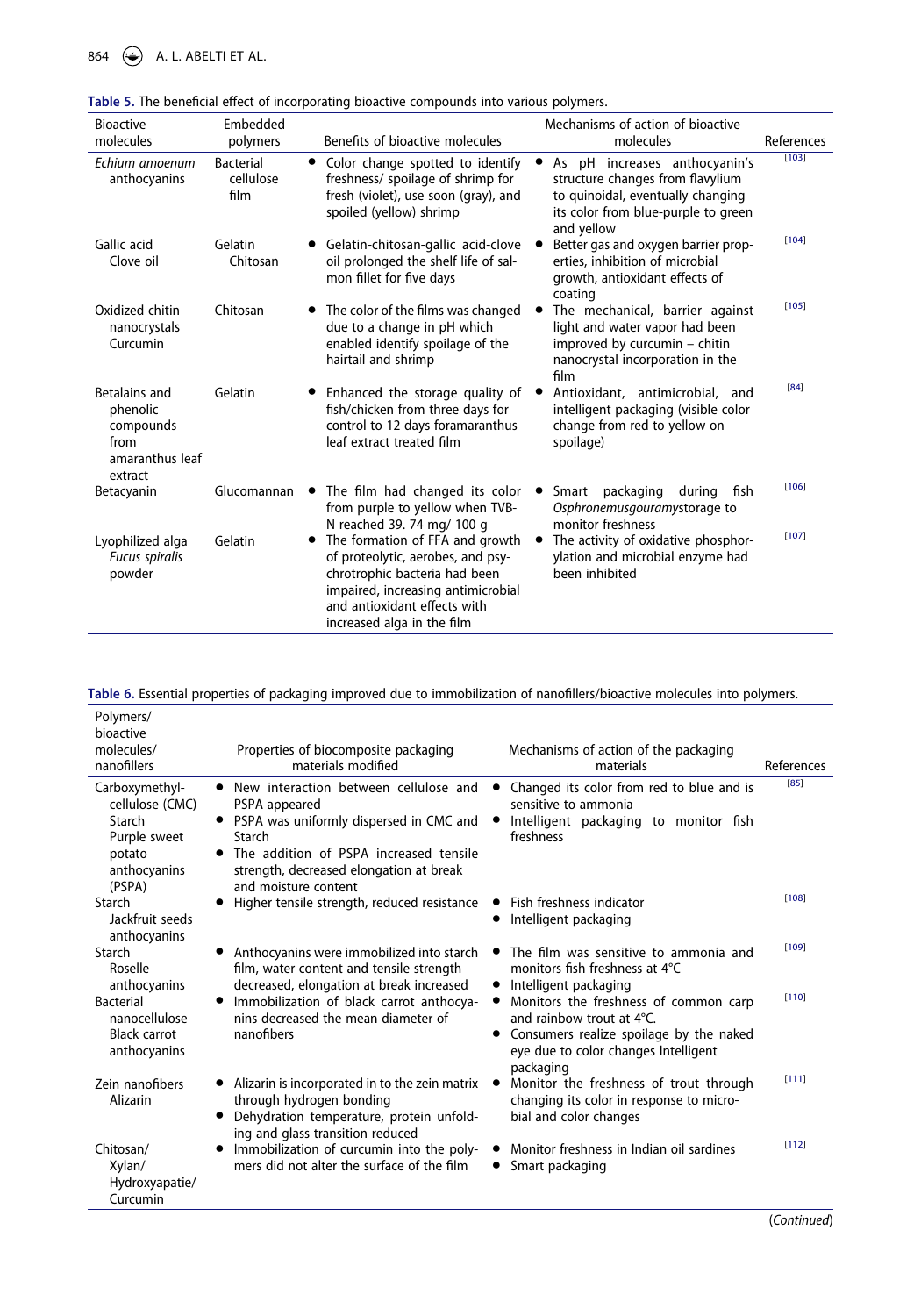**Table 5.** The beneficial effect of incorporating bioactive compounds into various polymers.

| Bioactive molecules | Embedded polymers | Benefits of bioactive molecules | Mechanisms of action of bioactive molecules | References |
|---|---|---|---|---|
| *Echium amoenum* anthocyanins | Bacterial cellulose film | • Color change spotted to identify freshness/ spoilage of shrimp for fresh (violet), use soon (gray), and spoiled (yellow) shrimp | • As pH increases anthocyanin's structure changes from flavylium to quinoidal, eventually changing its color from blue-purple to green and yellow | [103] |
| Gallic acid Clove oil | Gelatin Chitosan | • Gelatin-chitosan-gallic acid-clove oil prolonged the shelf life of salmon fillet for five days | • Better gas and oxygen barrier properties, inhibition of microbial growth, antioxidant effects of coating | [104] |
| Oxidized chitin nanocrystals Curcumin | Chitosan | • The color of the films was changed due to a change in pH which enabled identify spoilage of the hairtail and shrimp | • The mechanical, barrier against light and water vapor had been improved by curcumin – chitin nanocrystal incorporation in the film | [105] |
| Betalains and phenolic compounds from amaranthus leaf extract | Gelatin | • Enhanced the storage quality of fish/chicken from three days for control to 12 days foramaranthus leaf extract treated film | • Antioxidant, antimicrobial, and intelligent packaging (visible color change from red to yellow on spoilage) | [84] |
| Betacyanin | Glucomannan | • The film had changed its color from purple to yellow when TVB-N reached 39. 74 mg/ 100 g | • Smart packaging during fish *Osphronemusgouramy*storage to monitor freshness | [106] |
| Lyophilized alga *Fucus spiralis* powder | Gelatin | • The formation of FFA and growth of proteolytic, aerobes, and psychrotrophic bacteria had been impaired, increasing antimicrobial and antioxidant effects with increased alga in the film | • The activity of oxidative phosphorylation and microbial enzyme had been inhibited | [107] |

**Table 6.** Essential properties of packaging improved due to immobilization of nanofillers/bioactive molecules into polymers.

| Polymers/ bioactive molecules/ nanofillers | Properties of biocomposite packaging materials modified | Mechanisms of action of the packaging materials | References |
|---|---|---|---|
| Carboxymethyl-cellulose (CMC) Starch Purple sweet potato anthocyanins (PSPA) | • New interaction between cellulose and PSPA appeared<br>• PSPA was uniformly dispersed in CMC and Starch<br>• The addition of PSPA increased tensile strength, decreased elongation at break and moisture content | • Changed its color from red to blue and is sensitive to ammonia<br>• Intelligent packaging to monitor fish freshness | [85] |
| Starch Jackfruit seeds anthocyanins | • Higher tensile strength, reduced resistance | • Fish freshness indicator<br>• Intelligent packaging | [108] |
| Starch Roselle anthocyanins | • Anthocyanins were immobilized into starch film, water content and tensile strength decreased, elongation at break increased | • The film was sensitive to ammonia and monitors fish freshness at 4°C<br>• Intelligent packaging | [109] |
| Bacterial nanocellulose Black carrot anthocyanins | • Immobilization of black carrot anthocyanins decreased the mean diameter of nanofibers | • Monitors the freshness of common carp and rainbow trout at 4°C.<br>• Consumers realize spoilage by the naked eye due to color changes Intelligent packaging | [110] |
| Zein nanofibers Alizarin | • Alizarin is incorporated in to the zein matrix through hydrogen bonding<br>• Dehydration temperature, protein unfolding and glass transition reduced | • Monitor the freshness of trout through changing its color in response to microbial and color changes | [111] |
| Chitosan/ Xylan/ Hydroxyapatie/ Curcumin | • Immobilization of curcumin into the polymers did not alter the surface of the film | • Monitor freshness in Indian oil sardines<br>• Smart packaging | [112] |

(*Continued*)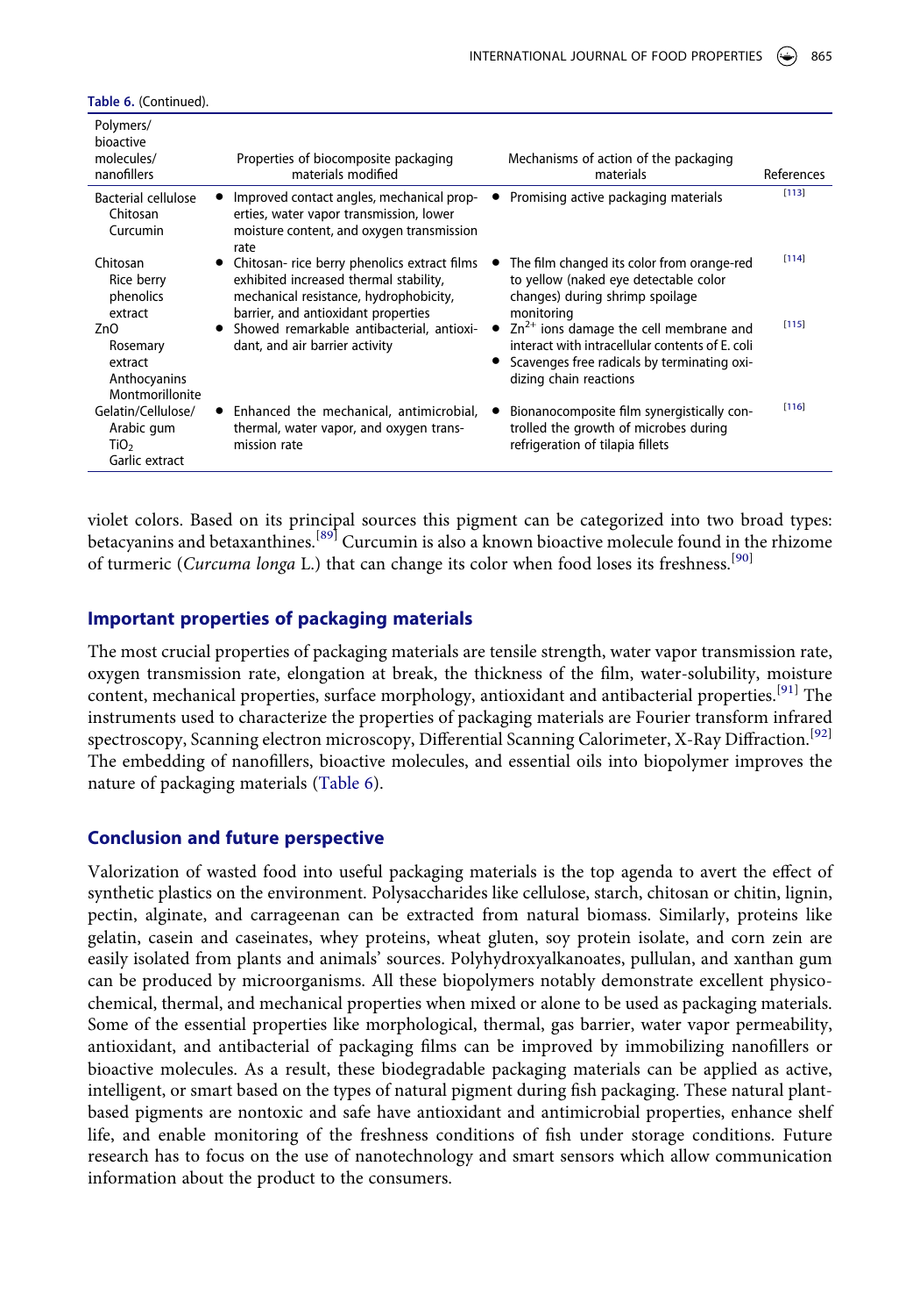**Table 6.** (Continued).

| Polymers/ bioactive molecules/ nanofillers | Properties of biocomposite packaging materials modified | Mechanisms of action of the packaging materials | References |
|---|---|---|---|
| Bacterial cellulose<br>Chitosan<br>Curcumin | • Improved contact angles, mechanical properties, water vapor transmission, lower moisture content, and oxygen transmission rate | • Promising active packaging materials | [113] |
| Chitosan<br>Rice berry phenolics extract | • Chitosan- rice berry phenolics extract films exhibited increased thermal stability, mechanical resistance, hydrophobicity, barrier, and antioxidant properties | • The film changed its color from orange-red to yellow (naked eye detectable color changes) during shrimp spoilage monitoring | [114] |
| ZnO<br>Rosemary extract<br>Anthocyanins<br>Montmorillonite | • Showed remarkable antibacterial, antioxidant, and air barrier activity | • $Zn^{2+}$ ions damage the cell membrane and interact with intracellular contents of E. coli<br>• Scavenges free radicals by terminating oxidizing chain reactions | [115] |
| Gelatin/Cellulose/<br>Arabic gum<br>$TiO_2$<br>Garlic extract | • Enhanced the mechanical, antimicrobial, thermal, water vapor, and oxygen transmission rate | • Bionanocomposite film synergistically controlled the growth of microbes during refrigeration of tilapia fillets | [116] |

violet colors. Based on its principal sources this pigment can be categorized into two broad types: betacyanins and betaxanthines.[89] Curcumin is also a known bioactive molecule found in the rhizome of turmeric (*Curcuma longa* L.) that can change its color when food loses its freshness.[90]

## Important properties of packaging materials

The most crucial properties of packaging materials are tensile strength, water vapor transmission rate, oxygen transmission rate, elongation at break, the thickness of the film, water-solubility, moisture content, mechanical properties, surface morphology, antioxidant and antibacterial properties.[91] The instruments used to characterize the properties of packaging materials are Fourier transform infrared spectroscopy, Scanning electron microscopy, Differential Scanning Calorimeter, X-Ray Diffraction.[92] The embedding of nanofillers, bioactive molecules, and essential oils into biopolymer improves the nature of packaging materials (Table 6).

## Conclusion and future perspective

Valorization of wasted food into useful packaging materials is the top agenda to avert the effect of synthetic plastics on the environment. Polysaccharides like cellulose, starch, chitosan or chitin, lignin, pectin, alginate, and carrageenan can be extracted from natural biomass. Similarly, proteins like gelatin, casein and caseinates, whey proteins, wheat gluten, soy protein isolate, and corn zein are easily isolated from plants and animals' sources. Polyhydroxyalkanoates, pullulan, and xanthan gum can be produced by microorganisms. All these biopolymers notably demonstrate excellent physicochemical, thermal, and mechanical properties when mixed or alone to be used as packaging materials. Some of the essential properties like morphological, thermal, gas barrier, water vapor permeability, antioxidant, and antibacterial of packaging films can be improved by immobilizing nanofillers or bioactive molecules. As a result, these biodegradable packaging materials can be applied as active, intelligent, or smart based on the types of natural pigment during fish packaging. These natural plant-based pigments are nontoxic and safe have antioxidant and antimicrobial properties, enhance shelf life, and enable monitoring of the freshness conditions of fish under storage conditions. Future research has to focus on the use of nanotechnology and smart sensors which allow communication information about the product to the consumers.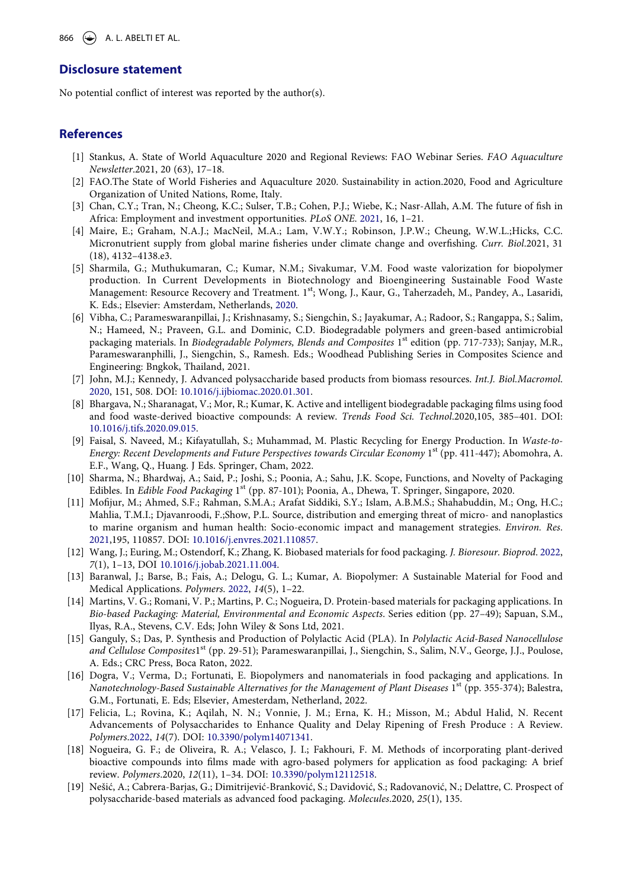## Disclosure statement

No potential conflict of interest was reported by the author(s).

## References

[1] Stankus, A. State of World Aquaculture 2020 and Regional Reviews: FAO Webinar Series. *FAO Aquaculture Newsletter*.2021, 20 (63), 17–18.

[2] FAO.The State of World Fisheries and Aquaculture 2020. Sustainability in action.2020, Food and Agriculture Organization of United Nations, Rome, Italy.

[3] Chan, C.Y.; Tran, N.; Cheong, K.C.; Sulser, T.B.; Cohen, P.J.; Wiebe, K.; Nasr-Allah, A.M. The future of fish in Africa: Employment and investment opportunities. *PLoS ONE*. 2021, 16, 1–21.

[4] Maire, E.; Graham, N.A.J.; MacNeil, M.A.; Lam, V.W.Y.; Robinson, J.P.W.; Cheung, W.W.L.;Hicks, C.C. Micronutrient supply from global marine fisheries under climate change and overfishing. *Curr. Biol.*2021, 31 (18), 4132–4138.e3.

[5] Sharmila, G.; Muthukumaran, C.; Kumar, N.M.; Sivakumar, V.M. Food waste valorization for biopolymer production. In Current Developments in Biotechnology and Bioengineering Sustainable Food Waste Management: Resource Recovery and Treatment. 1st; Wong, J., Kaur, G., Taherzadeh, M., Pandey, A., Lasaridi, K. Eds.; Elsevier: Amsterdam, Netherlands, 2020.

[6] Vibha, C.; Parameswaranpillai, J.; Krishnasamy, S.; Siengchin, S.; Jayakumar, A.; Radoor, S.; Rangappa, S.; Salim, N.; Hameed, N.; Praveen, G.L. and Dominic, C.D. Biodegradable polymers and green-based antimicrobial packaging materials. In *Biodegradable Polymers, Blends and Composites* 1st edition (pp. 717-733); Sanjay, M.R., Parameswaranphilli, J., Siengchin, S., Ramesh. Eds.; Woodhead Publishing Series in Composites Science and Engineering: Bngkok, Thailand, 2021.

[7] John, M.J.; Kennedy, J. Advanced polysaccharide based products from biomass resources. *Int.J. Biol.Macromol.* 2020, 151, 508. DOI: 10.1016/j.ijbiomac.2020.01.301.

[8] Bhargava, N.; Sharanagat, V.; Mor, R.; Kumar, K. Active and intelligent biodegradable packaging films using food and food waste-derived bioactive compounds: A review. *Trends Food Sci. Technol*.2020,105, 385–401. DOI: 10.1016/j.tifs.2020.09.015.

[9] Faisal, S. Naveed, M.; Kifayatullah, S.; Muhammad, M. Plastic Recycling for Energy Production. In *Waste-to-Energy: Recent Developments and Future Perspectives towards Circular Economy* 1st (pp. 411-447); Abomohra, A. E.F., Wang, Q., Huang. J Eds. Springer, Cham, 2022.

[10] Sharma, N.; Bhardwaj, A.; Said, P.; Joshi, S.; Poonia, A.; Sahu, J.K. Scope, Functions, and Novelty of Packaging Edibles. In *Edible Food Packaging* 1st (pp. 87-101); Poonia, A., Dhewa, T. Springer, Singapore, 2020.

[11] Mofijur, M.; Ahmed, S.F.; Rahman, S.M.A.; Arafat Siddiki, S.Y.; Islam, A.B.M.S.; Shahabuddin, M.; Ong, H.C.; Mahlia, T.M.I.; Djavanroodi, F.;Show, P.L. Source, distribution and emerging threat of micro- and nanoplastics to marine organism and human health: Socio-economic impact and management strategies. *Environ. Res*. 2021,195, 110857. DOI: 10.1016/j.envres.2021.110857.

[12] Wang, J.; Euring, M.; Ostendorf, K.; Zhang, K. Biobased materials for food packaging. *J. Bioresour. Bioprod*. 2022, *7*(1), 1–13, DOI 10.1016/j.jobab.2021.11.004.

[13] Baranwal, J.; Barse, B.; Fais, A.; Delogu, G. L.; Kumar, A. Biopolymer: A Sustainable Material for Food and Medical Applications. *Polymers.* 2022, *14*(5), 1–22.

[14] Martins, V. G.; Romani, V. P.; Martins, P. C.; Nogueira, D. Protein-based materials for packaging applications. In *Bio-based Packaging: Material, Environmental and Economic Aspects*. Series edition (pp. 27–49); Sapuan, S.M., Ilyas, R.A., Stevens, C.V. Eds; John Wiley & Sons Ltd, 2021.

[15] Ganguly, S.; Das, P. Synthesis and Production of Polylactic Acid (PLA). In *Polylactic Acid-Based Nanocellulose and Cellulose Composites*1st (pp. 29-51); Parameswaranpillai, J., Siengchin, S., Salim, N.V., George, J.J., Poulose, A. Eds.; CRC Press, Boca Raton, 2022.

[16] Dogra, V.; Verma, D.; Fortunati, E. Biopolymers and nanomaterials in food packaging and applications. In *Nanotechnology-Based Sustainable Alternatives for the Management of Plant Diseases* 1st (pp. 355-374); Balestra, G.M., Fortunati, E. Eds; Elsevier, Amesterdam, Netherland, 2022.

[17] Felicia, L.; Rovina, K.; Aqilah, N. N.; Vonnie, J. M.; Erna, K. H.; Misson, M.; Abdul Halid, N. Recent Advancements of Polysaccharides to Enhance Quality and Delay Ripening of Fresh Produce : A Review. *Polymers*.2022, *14*(7). DOI: 10.3390/polym14071341.

[18] Nogueira, G. F.; de Oliveira, R. A.; Velasco, J. I.; Fakhouri, F. M. Methods of incorporating plant-derived bioactive compounds into films made with agro-based polymers for application as food packaging: A brief review. *Polymers*.2020, *12*(11), 1–34. DOI: 10.3390/polym12112518.

[19] Nešić, A.; Cabrera-Barjas, G.; Dimitrijević-Branković, S.; Davidović, S.; Radovanović, N.; Delattre, C. Prospect of polysaccharide-based materials as advanced food packaging. *Molecules*.2020, *25*(1), 135.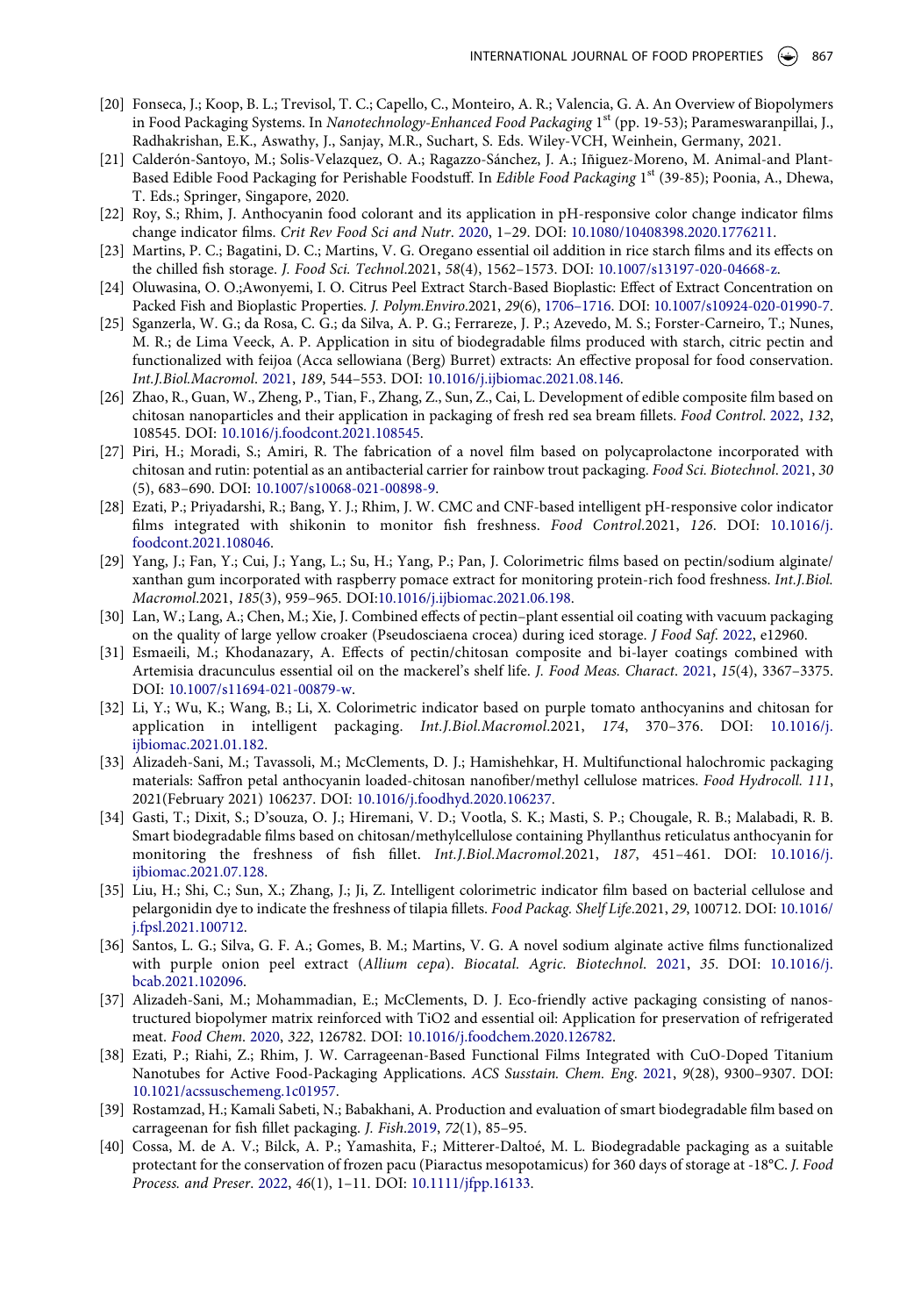[20] Fonseca, J.; Koop, B. L.; Trevisol, T. C.; Capello, C., Monteiro, A. R.; Valencia, G. A. An Overview of Biopolymers in Food Packaging Systems. In *Nanotechnology-Enhanced Food Packaging* 1st (pp. 19-53); Parameswaranpillai, J., Radhakrishan, E.K., Aswathy, J., Sanjay, M.R., Suchart, S. Eds. Wiley-VCH, Weinheim, Germany, 2021.

[21] Calderón-Santoyo, M.; Solis-Velazquez, O. A.; Ragazzo-Sánchez, J. A.; Iñiguez-Moreno, M. Animal-and Plant-Based Edible Food Packaging for Perishable Foodstuff. In *Edible Food Packaging* 1st (39-85); Poonia, A., Dhewa, T. Eds.; Springer, Singapore, 2020.

[22] Roy, S.; Rhim, J. Anthocyanin food colorant and its application in pH-responsive color change indicator films change indicator films. *Crit Rev Food Sci and Nutr*. 2020, 1–29. DOI: 10.1080/10408398.2020.1776211.

[23] Martins, P. C.; Bagatini, D. C.; Martins, V. G. Oregano essential oil addition in rice starch films and its effects on the chilled fish storage. *J. Food Sci. Technol.*2021, *58*(4), 1562–1573. DOI: 10.1007/s13197-020-04668-z.

[24] Oluwasina, O. O.;Awonyemi, I. O. Citrus Peel Extract Starch-Based Bioplastic: Effect of Extract Concentration on Packed Fish and Bioplastic Properties. *J. Polym.Enviro.*2021, *29*(6), 1706–1716. DOI: 10.1007/s10924-020-01990-7.

[25] Sganzerla, W. G.; da Rosa, C. G.; da Silva, A. P. G.; Ferrareze, J. P.; Azevedo, M. S.; Forster-Carneiro, T.; Nunes, M. R.; de Lima Veeck, A. P. Application in situ of biodegradable films produced with starch, citric pectin and functionalized with feijoa (Acca sellowiana (Berg) Burret) extracts: An effective proposal for food conservation. *Int.J.Biol.Macromol*. 2021, *189*, 544–553. DOI: 10.1016/j.ijbiomac.2021.08.146.

[26] Zhao, R., Guan, W., Zheng, P., Tian, F., Zhang, Z., Sun, Z., Cai, L. Development of edible composite film based on chitosan nanoparticles and their application in packaging of fresh red sea bream fillets. *Food Control*. 2022, *132*, 108545. DOI: 10.1016/j.foodcont.2021.108545.

[27] Piri, H.; Moradi, S.; Amiri, R. The fabrication of a novel film based on polycaprolactone incorporated with chitosan and rutin: potential as an antibacterial carrier for rainbow trout packaging. *Food Sci. Biotechnol*. 2021, *30* (5), 683–690. DOI: 10.1007/s10068-021-00898-9.

[28] Ezati, P.; Priyadarshi, R.; Bang, Y. J.; Rhim, J. W. CMC and CNF-based intelligent pH-responsive color indicator films integrated with shikonin to monitor fish freshness. *Food Control*.2021, *126*. DOI: 10.1016/j.foodcont.2021.108046.

[29] Yang, J.; Fan, Y.; Cui, J.; Yang, L.; Su, H.; Yang, P.; Pan, J. Colorimetric films based on pectin/sodium alginate/xanthan gum incorporated with raspberry pomace extract for monitoring protein-rich food freshness. *Int.J.Biol. Macromol*.2021, *185*(3), 959–965. DOI:10.1016/j.ijbiomac.2021.06.198.

[30] Lan, W.; Lang, A.; Chen, M.; Xie, J. Combined effects of pectin–plant essential oil coating with vacuum packaging on the quality of large yellow croaker (Pseudosciaena crocea) during iced storage. *J Food Saf*. 2022, e12960.

[31] Esmaeili, M.; Khodanazary, A. Effects of pectin/chitosan composite and bi-layer coatings combined with Artemisia dracunculus essential oil on the mackerel's shelf life. *J. Food Meas. Charact*. 2021, *15*(4), 3367–3375. DOI: 10.1007/s11694-021-00879-w.

[32] Li, Y.; Wu, K.; Wang, B.; Li, X. Colorimetric indicator based on purple tomato anthocyanins and chitosan for application in intelligent packaging. *Int.J.Biol.Macromol*.2021, *174*, 370–376. DOI: 10.1016/j.ijbiomac.2021.01.182.

[33] Alizadeh-Sani, M.; Tavassoli, M.; McClements, D. J.; Hamishehkar, H. Multifunctional halochromic packaging materials: Saffron petal anthocyanin loaded-chitosan nanofiber/methyl cellulose matrices. *Food Hydrocoll. 111*, 2021(February 2021) 106237. DOI: 10.1016/j.foodhyd.2020.106237.

[34] Gasti, T.; Dixit, S.; D'souza, O. J.; Hiremani, V. D.; Vootla, S. K.; Masti, S. P.; Chougale, R. B.; Malabadi, R. B. Smart biodegradable films based on chitosan/methylcellulose containing Phyllanthus reticulatus anthocyanin for monitoring the freshness of fish fillet. *Int.J.Biol.Macromol*.2021, *187*, 451–461. DOI: 10.1016/j.ijbiomac.2021.07.128.

[35] Liu, H.; Shi, C.; Sun, X.; Zhang, J.; Ji, Z. Intelligent colorimetric indicator film based on bacterial cellulose and pelargonidin dye to indicate the freshness of tilapia fillets. *Food Packag. Shelf Life*.2021, *29*, 100712. DOI: 10.1016/j.fpsl.2021.100712.

[36] Santos, L. G.; Silva, G. F. A.; Gomes, B. M.; Martins, V. G. A novel sodium alginate active films functionalized with purple onion peel extract (*Allium cepa*). *Biocatal. Agric. Biotechnol*. 2021, *35*. DOI: 10.1016/j.bcab.2021.102096.

[37] Alizadeh-Sani, M.; Mohammadian, E.; McClements, D. J. Eco-friendly active packaging consisting of nanostructured biopolymer matrix reinforced with TiO2 and essential oil: Application for preservation of refrigerated meat. *Food Chem*. 2020, *322*, 126782. DOI: 10.1016/j.foodchem.2020.126782.

[38] Ezati, P.; Riahi, Z.; Rhim, J. W. Carrageenan-Based Functional Films Integrated with CuO-Doped Titanium Nanotubes for Active Food-Packaging Applications. *ACS Susstain. Chem. Eng*. 2021, *9*(28), 9300–9307. DOI: 10.1021/acssuschemeng.1c01957.

[39] Rostamzad, H.; Kamali Sabeti, N.; Babakhani, A. Production and evaluation of smart biodegradable film based on carrageenan for fish fillet packaging. *J. Fish*.2019, *72*(1), 85–95.

[40] Cossa, M. de A. V.; Bilck, A. P.; Yamashita, F.; Mitterer-Daltoé, M. L. Biodegradable packaging as a suitable protectant for the conservation of frozen pacu (Piaractus mesopotamicus) for 360 days of storage at -18°C. *J. Food Process. and Preser*. 2022, *46*(1), 1–11. DOI: 10.1111/jfpp.16133.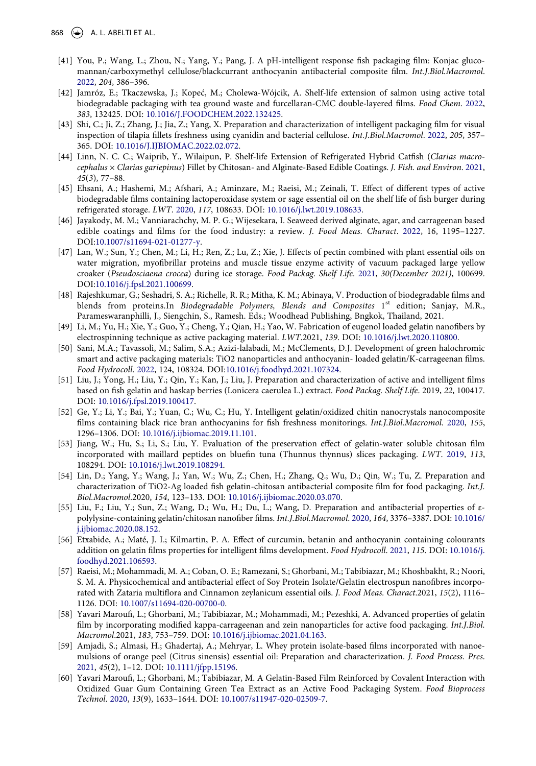[41] You, P.; Wang, L.; Zhou, N.; Yang, Y.; Pang, J. A pH-intelligent response fish packaging film: Konjac glucomannan/carboxymethyl cellulose/blackcurrant anthocyanin antibacterial composite film. *Int.J.Biol.Macromol*. 2022, *204*, 386–396.

[42] Jamróz, E.; Tkaczewska, J.; Kopeć, M.; Cholewa-Wójcik, A. Shelf-life extension of salmon using active total biodegradable packaging with tea ground waste and furcellaran-CMC double-layered films. *Food Chem*. 2022, *383*, 132425. DOI: 10.1016/J.FOODCHEM.2022.132425.

[43] Shi, C.; Ji, Z.; Zhang, J.; Jia, Z.; Yang, X. Preparation and characterization of intelligent packaging film for visual inspection of tilapia fillets freshness using cyanidin and bacterial cellulose. *Int.J.Biol.Macromol*. 2022, *205*, 357–365. DOI: 10.1016/J.IJBIOMAC.2022.02.072.

[44] Linn, N. C. C.; Waiprib, Y., Wilaipun, P. Shelf-life Extension of Refrigerated Hybrid Catfish (*Clarias macrocephalus × Clarias gariepinus*) Fillet by Chitosan- and Alginate-Based Edible Coatings. *J. Fish. and Environ*. 2021, *45*(3), 77–88.

[45] Ehsani, A.; Hashemi, M.; Afshari, A.; Aminzare, M.; Raeisi, M.; Zeinali, T. Effect of different types of active biodegradable films containing lactoperoxidase system or sage essential oil on the shelf life of fish burger during refrigerated storage. *LWT*. 2020, *117*, 108633. DOI: 10.1016/j.lwt.2019.108633.

[46] Jayakody, M. M.; Vanniarachchy, M. P. G.; Wijesekara, I. Seaweed derived alginate, agar, and carrageenan based edible coatings and films for the food industry: a review. *J. Food Meas. Charact*. 2022, 16, 1195–1227. DOI:10.1007/s11694-021-01277-y.

[47] Lan, W.; Sun, Y.; Chen, M.; Li, H.; Ren, Z.; Lu, Z.; Xie, J. Effects of pectin combined with plant essential oils on water migration, myofibrillar proteins and muscle tissue enzyme activity of vacuum packaged large yellow croaker (*Pseudosciaena crocea*) during ice storage. *Food Packag. Shelf Life*. 2021, *30(December 2021)*, 100699. DOI:10.1016/j.fpsl.2021.100699.

[48] Rajeshkumar, G.; Seshadri, S. A.; Richelle, R. R.; Mitha, K. M.; Abinaya, V. Production of biodegradable films and blends from proteins.In *Biodegradable Polymers, Blends and Composites* 1st edition; Sanjay, M.R., Parameswaranphilli, J., Siengchin, S., Ramesh. Eds.; Woodhead Publishing, Bngkok, Thailand, 2021.

[49] Li, M.; Yu, H.; Xie, Y.; Guo, Y.; Cheng, Y.; Qian, H.; Yao, W. Fabrication of eugenol loaded gelatin nanofibers by electrospinning technique as active packaging material. *LWT*.2021, *139*. DOI: 10.1016/j.lwt.2020.110800.

[50] Sani, M.A.; Tavassoli, M.; Salim, S.A.; Azizi-lalabadi, M.; McClements, D.J. Development of green halochromic smart and active packaging materials: TiO2 nanoparticles and anthocyanin- loaded gelatin/K-carrageenan films. *Food Hydrocoll*. 2022, 124, 108324. DOI:10.1016/j.foodhyd.2021.107324.

[51] Liu, J.; Yong, H.; Liu, Y.; Qin, Y.; Kan, J.; Liu, J. Preparation and characterization of active and intelligent films based on fish gelatin and haskap berries (Lonicera caerulea L.) extract. *Food Packag. Shelf Life*. 2019, *22*, 100417. DOI: 10.1016/j.fpsl.2019.100417.

[52] Ge, Y.; Li, Y.; Bai, Y.; Yuan, C.; Wu, C.; Hu, Y. Intelligent gelatin/oxidized chitin nanocrystals nanocomposite films containing black rice bran anthocyanins for fish freshness monitorings. *Int.J.Biol.Macromol*. 2020, *155*, 1296–1306. DOI: 10.1016/j.ijbiomac.2019.11.101.

[53] Jiang, W.; Hu, S.; Li, S.; Liu, Y. Evaluation of the preservation effect of gelatin-water soluble chitosan film incorporated with maillard peptides on bluefin tuna (Thunnus thynnus) slices packaging. *LWT*. 2019, *113*, 108294. DOI: 10.1016/j.lwt.2019.108294.

[54] Lin, D.; Yang, Y.; Wang, J.; Yan, W.; Wu, Z.; Chen, H.; Zhang, Q.; Wu, D.; Qin, W.; Tu, Z. Preparation and characterization of TiO2-Ag loaded fish gelatin-chitosan antibacterial composite film for food packaging. *Int.J. Biol.Macromol*.2020, *154*, 123–133. DOI: 10.1016/j.ijbiomac.2020.03.070.

[55] Liu, F.; Liu, Y.; Sun, Z.; Wang, D.; Wu, H.; Du, L.; Wang, D. Preparation and antibacterial properties of ε-polylysine-containing gelatin/chitosan nanofiber films. *Int.J.Biol.Macromol*. 2020, *164*, 3376–3387. DOI: 10.1016/j.ijbiomac.2020.08.152.

[56] Etxabide, A.; Maté, J. I.; Kilmartin, P. A. Effect of curcumin, betanin and anthocyanin containing colourants addition on gelatin films properties for intelligent films development. *Food Hydrocoll*. 2021, *115*. DOI: 10.1016/j.foodhyd.2021.106593.

[57] Raeisi, M.; Mohammadi, M. A.; Coban, O. E.; Ramezani, S.; Ghorbani, M.; Tabibiazar, M.; Khoshbakht, R.; Noori, S. M. A. Physicochemical and antibacterial effect of Soy Protein Isolate/Gelatin electrospun nanofibres incorporated with Zataria multiflora and Cinnamon zeylanicum essential oils. *J. Food Meas. Charact*.2021, *15*(2), 1116–1126. DOI: 10.1007/s11694-020-00700-0.

[58] Yavari Maroufi, L.; Ghorbani, M.; Tabibiazar, M.; Mohammadi, M.; Pezeshki, A. Advanced properties of gelatin film by incorporating modified kappa-carrageenan and zein nanoparticles for active food packaging. *Int.J.Biol. Macromol*.2021, *183*, 753–759. DOI: 10.1016/j.ijbiomac.2021.04.163.

[59] Amjadi, S.; Almasi, H.; Ghadertaj, A.; Mehryar, L. Whey protein isolate-based films incorporated with nanoemulsions of orange peel (Citrus sinensis) essential oil: Preparation and characterization. *J. Food Process. Pres*. 2021, *45*(2), 1–12. DOI: 10.1111/jfpp.15196.

[60] Yavari Maroufi, L.; Ghorbani, M.; Tabibiazar, M. A Gelatin-Based Film Reinforced by Covalent Interaction with Oxidized Guar Gum Containing Green Tea Extract as an Active Food Packaging System. *Food Bioprocess Technol*. 2020, *13*(9), 1633–1644. DOI: 10.1007/s11947-020-02509-7.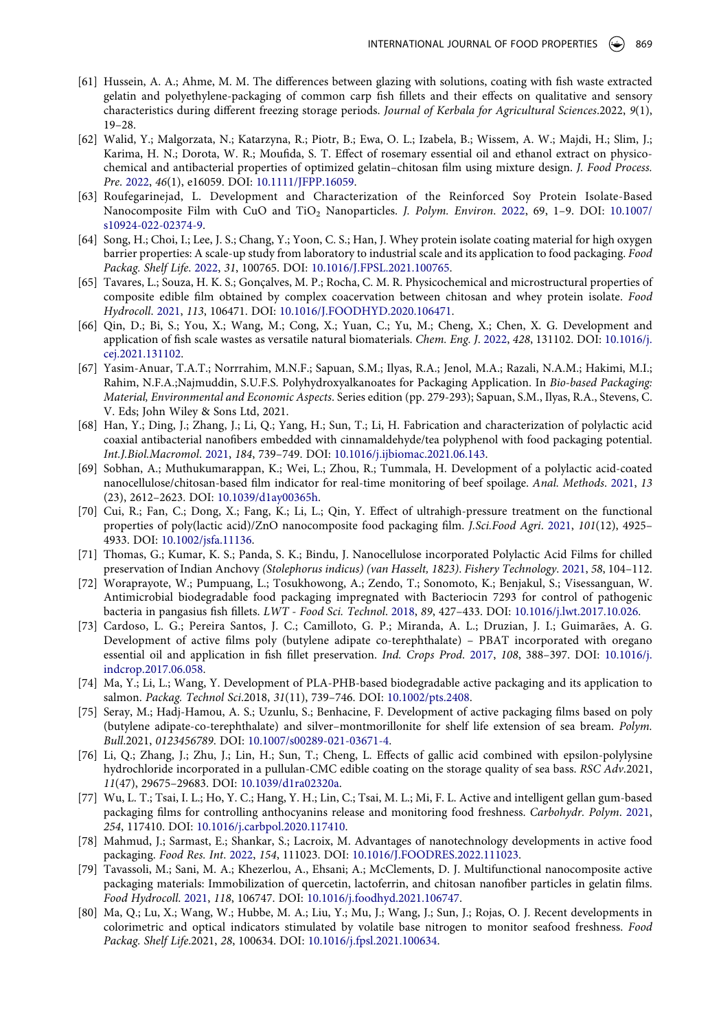[61] Hussein, A. A.; Ahme, M. M. The differences between glazing with solutions, coating with fish waste extracted gelatin and polyethylene-packaging of common carp fish fillets and their effects on qualitative and sensory characteristics during different freezing storage periods. *Journal of Kerbala for Agricultural Sciences*.2022, *9*(1), 19–28.

[62] Walid, Y.; Malgorzata, N.; Katarzyna, R.; Piotr, B.; Ewa, O. L.; Izabela, B.; Wissem, A. W.; Majdi, H.; Slim, J.; Karima, H. N.; Dorota, W. R.; Moufida, S. T. Effect of rosemary essential oil and ethanol extract on physico-chemical and antibacterial properties of optimized gelatin–chitosan film using mixture design. *J. Food Process. Pre*. 2022, *46*(1), e16059. DOI: 10.1111/JFPP.16059.

[63] Roufegarinejad, L. Development and Characterization of the Reinforced Soy Protein Isolate-Based Nanocomposite Film with CuO and $TiO_2$ Nanoparticles. *J. Polym. Environ*. 2022, 69, 1–9. DOI: 10.1007/s10924-022-02374-9.

[64] Song, H.; Choi, I.; Lee, J. S.; Chang, Y.; Yoon, C. S.; Han, J. Whey protein isolate coating material for high oxygen barrier properties: A scale-up study from laboratory to industrial scale and its application to food packaging. *Food Packag. Shelf Life*. 2022, *31*, 100765. DOI: 10.1016/J.FPSL.2021.100765.

[65] Tavares, L.; Souza, H. K. S.; Gonçalves, M. P.; Rocha, C. M. R. Physicochemical and microstructural properties of composite edible film obtained by complex coacervation between chitosan and whey protein isolate. *Food Hydrocoll*. 2021, *113*, 106471. DOI: 10.1016/J.FOODHYD.2020.106471.

[66] Qin, D.; Bi, S.; You, X.; Wang, M.; Cong, X.; Yuan, C.; Yu, M.; Cheng, X.; Chen, X. G. Development and application of fish scale wastes as versatile natural biomaterials. *Chem. Eng. J*. 2022, *428*, 131102. DOI: 10.1016/j.cej.2021.131102.

[67] Yasim-Anuar, T.A.T.; Norrrahim, M.N.F.; Sapuan, S.M.; Ilyas, R.A.; Jenol, M.A.; Razali, N.A.M.; Hakimi, M.I.; Rahim, N.F.A.;Najmuddin, S.U.F.S. Polyhydroxyalkanoates for Packaging Application. In *Bio-based Packaging: Material, Environmental and Economic Aspects*. Series edition (pp. 279-293); Sapuan, S.M., Ilyas, R.A., Stevens, C. V. Eds; John Wiley & Sons Ltd, 2021.

[68] Han, Y.; Ding, J.; Zhang, J.; Li, Q.; Yang, H.; Sun, T.; Li, H. Fabrication and characterization of polylactic acid coaxial antibacterial nanofibers embedded with cinnamaldehyde/tea polyphenol with food packaging potential. *Int.J.Biol.Macromol*. 2021, *184*, 739–749. DOI: 10.1016/j.ijbiomac.2021.06.143.

[69] Sobhan, A.; Muthukumarappan, K.; Wei, L.; Zhou, R.; Tummala, H. Development of a polylactic acid-coated nanocellulose/chitosan-based film indicator for real-time monitoring of beef spoilage. *Anal. Methods*. 2021, *13* (23), 2612–2623. DOI: 10.1039/d1ay00365h.

[70] Cui, R.; Fan, C.; Dong, X.; Fang, K.; Li, L.; Qin, Y. Effect of ultrahigh-pressure treatment on the functional properties of poly(lactic acid)/ZnO nanocomposite food packaging film. *J.Sci.Food Agri*. 2021, *101*(12), 4925–4933. DOI: 10.1002/jsfa.11136.

[71] Thomas, G.; Kumar, K. S.; Panda, S. K.; Bindu, J. Nanocellulose incorporated Polylactic Acid Films for chilled preservation of Indian Anchovy *(Stolephorus indicus) (van Hasselt, 1823)*. *Fishery Technology*. 2021, *58*, 104–112.

[72] Woraprayote, W.; Pumpuang, L.; Tosukhowong, A.; Zendo, T.; Sonomoto, K.; Benjakul, S.; Visessanguan, W. Antimicrobial biodegradable food packaging impregnated with Bacteriocin 7293 for control of pathogenic bacteria in pangasius fish fillets. *LWT - Food Sci. Technol*. 2018, *89*, 427–433. DOI: 10.1016/j.lwt.2017.10.026.

[73] Cardoso, L. G.; Pereira Santos, J. C.; Camilloto, G. P.; Miranda, A. L.; Druzian, J. I.; Guimarães, A. G. Development of active films poly (butylene adipate co-terephthalate) – PBAT incorporated with oregano essential oil and application in fish fillet preservation. *Ind. Crops Prod*. 2017, *108*, 388–397. DOI: 10.1016/j.indcrop.2017.06.058.

[74] Ma, Y.; Li, L.; Wang, Y. Development of PLA-PHB-based biodegradable active packaging and its application to salmon. *Packag. Technol Sci*.2018, *31*(11), 739–746. DOI: 10.1002/pts.2408.

[75] Seray, M.; Hadj-Hamou, A. S.; Uzunlu, S.; Benhacine, F. Development of active packaging films based on poly (butylene adipate-co-terephthalate) and silver–montmorillonite for shelf life extension of sea bream. *Polym. Bull*.2021, *0123456789*. DOI: 10.1007/s00289-021-03671-4.

[76] Li, Q.; Zhang, J.; Zhu, J.; Lin, H.; Sun, T.; Cheng, L. Effects of gallic acid combined with epsilon-polylysine hydrochloride incorporated in a pullulan-CMC edible coating on the storage quality of sea bass. *RSC Adv*.2021, *11*(47), 29675–29683. DOI: 10.1039/d1ra02320a.

[77] Wu, L. T.; Tsai, I. L.; Ho, Y. C.; Hang, Y. H.; Lin, C.; Tsai, M. L.; Mi, F. L. Active and intelligent gellan gum-based packaging films for controlling anthocyanins release and monitoring food freshness. *Carbohydr. Polym*. 2021, *254*, 117410. DOI: 10.1016/j.carbpol.2020.117410.

[78] Mahmud, J.; Sarmast, E.; Shankar, S.; Lacroix, M. Advantages of nanotechnology developments in active food packaging. *Food Res. Int*. 2022, *154*, 111023. DOI: 10.1016/J.FOODRES.2022.111023.

[79] Tavassoli, M.; Sani, M. A.; Khezerlou, A., Ehsani; A.; McClements, D. J. Multifunctional nanocomposite active packaging materials: Immobilization of quercetin, lactoferrin, and chitosan nanofiber particles in gelatin films. *Food Hydrocoll*. 2021, *118*, 106747. DOI: 10.1016/j.foodhyd.2021.106747.

[80] Ma, Q.; Lu, X.; Wang, W.; Hubbe, M. A.; Liu, Y.; Mu, J.; Wang, J.; Sun, J.; Rojas, O. J. Recent developments in colorimetric and optical indicators stimulated by volatile base nitrogen to monitor seafood freshness. *Food Packag. Shelf Life*.2021, *28*, 100634. DOI: 10.1016/j.fpsl.2021.100634.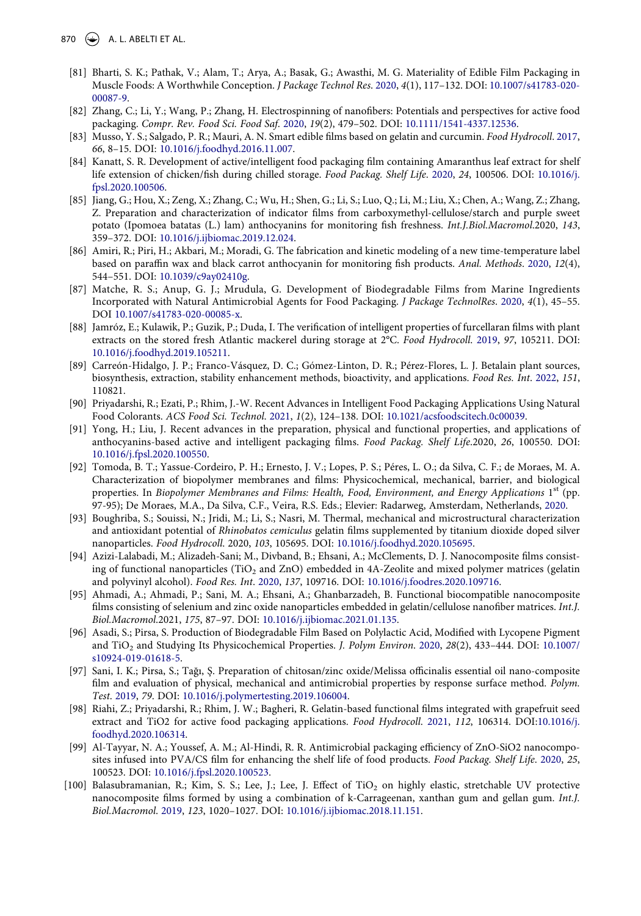[81] Bharti, S. K.; Pathak, V.; Alam, T.; Arya, A.; Basak, G.; Awasthi, M. G. Materiality of Edible Film Packaging in Muscle Foods: A Worthwhile Conception. *J Package Technol Res*. 2020, *4*(1), 117–132. DOI: 10.1007/s41783-020-00087-9.

[82] Zhang, C.; Li, Y.; Wang, P.; Zhang, H. Electrospinning of nanofibers: Potentials and perspectives for active food packaging. *Compr. Rev. Food Sci. Food Saf*. 2020, *19*(2), 479–502. DOI: 10.1111/1541-4337.12536.

[83] Musso, Y. S.; Salgado, P. R.; Mauri, A. N. Smart edible films based on gelatin and curcumin. *Food Hydrocoll*. 2017, *66*, 8–15. DOI: 10.1016/j.foodhyd.2016.11.007.

[84] Kanatt, S. R. Development of active/intelligent food packaging film containing Amaranthus leaf extract for shelf life extension of chicken/fish during chilled storage. *Food Packag. Shelf Life*. 2020, *24*, 100506. DOI: 10.1016/j.fpsl.2020.100506.

[85] Jiang, G.; Hou, X.; Zeng, X.; Zhang, C.; Wu, H.; Shen, G.; Li, S.; Luo, Q.; Li, M.; Liu, X.; Chen, A.; Wang, Z.; Zhang, Z. Preparation and characterization of indicator films from carboxymethyl-cellulose/starch and purple sweet potato (Ipomoea batatas (L.) lam) anthocyanins for monitoring fish freshness. *Int.J.Biol.Macromol*.2020, *143*, 359–372. DOI: 10.1016/j.ijbiomac.2019.12.024.

[86] Amiri, R.; Piri, H.; Akbari, M.; Moradi, G. The fabrication and kinetic modeling of a new time-temperature label based on paraffin wax and black carrot anthocyanin for monitoring fish products. *Anal. Methods*. 2020, *12*(4), 544–551. DOI: 10.1039/c9ay02410g.

[87] Matche, R. S.; Anup, G. J.; Mrudula, G. Development of Biodegradable Films from Marine Ingredients Incorporated with Natural Antimicrobial Agents for Food Packaging. *J Package TechnolRes*. 2020, *4*(1), 45–55. DOI 10.1007/s41783-020-00085-x.

[88] Jamróz, E.; Kulawik, P.; Guzik, P.; Duda, I. The verification of intelligent properties of furcellaran films with plant extracts on the stored fresh Atlantic mackerel during storage at 2°C. *Food Hydrocoll*. 2019, *97*, 105211. DOI: 10.1016/j.foodhyd.2019.105211.

[89] Carreón-Hidalgo, J. P.; Franco-Vásquez, D. C.; Gómez-Linton, D. R.; Pérez-Flores, L. J. Betalain plant sources, biosynthesis, extraction, stability enhancement methods, bioactivity, and applications. *Food Res. Int*. 2022, *151*, 110821.

[90] Priyadarshi, R.; Ezati, P.; Rhim, J.-W. Recent Advances in Intelligent Food Packaging Applications Using Natural Food Colorants. *ACS Food Sci. Technol*. 2021, *1*(2), 124–138. DOI: 10.1021/acsfoodscitech.0c00039.

[91] Yong, H.; Liu, J. Recent advances in the preparation, physical and functional properties, and applications of anthocyanins-based active and intelligent packaging films. *Food Packag. Shelf Life*.2020, *26*, 100550. DOI: 10.1016/j.fpsl.2020.100550.

[92] Tomoda, B. T.; Yassue-Cordeiro, P. H.; Ernesto, J. V.; Lopes, P. S.; Péres, L. O.; da Silva, C. F.; de Moraes, M. A. Characterization of biopolymer membranes and films: Physicochemical, mechanical, barrier, and biological properties. In *Biopolymer Membranes and Films: Health, Food, Environment, and Energy Applications* 1st (pp. 97-95); De Moraes, M.A., Da Silva, C.F., Veira, R.S. Eds.; Elevier: Radarweg, Amsterdam, Netherlands, 2020.

[93] Boughriba, S.; Souissi, N.; Jridi, M.; Li, S.; Nasri, M. Thermal, mechanical and microstructural characterization and antioxidant potential of *Rhinobatos cemiculus* gelatin films supplemented by titanium dioxide doped silver nanoparticles. *Food Hydrocoll*. 2020, *103*, 105695. DOI: 10.1016/j.foodhyd.2020.105695.

[94] Azizi-Lalabadi, M.; Alizadeh-Sani; M., Divband, B.; Ehsani, A.; McClements, D. J. Nanocomposite films consisting of functional nanoparticles ($TiO_2$ and ZnO) embedded in 4A-Zeolite and mixed polymer matrices (gelatin and polyvinyl alcohol). *Food Res. Int*. 2020, *137*, 109716. DOI: 10.1016/j.foodres.2020.109716.

[95] Ahmadi, A.; Ahmadi, P.; Sani, M. A.; Ehsani, A.; Ghanbarzadeh, B. Functional biocompatible nanocomposite films consisting of selenium and zinc oxide nanoparticles embedded in gelatin/cellulose nanofiber matrices. *Int.J. Biol.Macromol*.2021, *175*, 87–97. DOI: 10.1016/j.ijbiomac.2021.01.135.

[96] Asadi, S.; Pirsa, S. Production of Biodegradable Film Based on Polylactic Acid, Modified with Lycopene Pigment and $TiO_2$ and Studying Its Physicochemical Properties. *J. Polym Environ*. 2020, *28*(2), 433–444. DOI: 10.1007/s10924-019-01618-5.

[97] Sani, I. K.; Pirsa, S.; Tağı, Ş. Preparation of chitosan/zinc oxide/Melissa officinalis essential oil nano-composite film and evaluation of physical, mechanical and antimicrobial properties by response surface method. *Polym. Test*. 2019, *79*. DOI: 10.1016/j.polymertesting.2019.106004.

[98] Riahi, Z.; Priyadarshi, R.; Rhim, J. W.; Bagheri, R. Gelatin-based functional films integrated with grapefruit seed extract and TiO2 for active food packaging applications. *Food Hydrocoll*. 2021, *112*, 106314. DOI:10.1016/j.foodhyd.2020.106314.

[99] Al-Tayyar, N. A.; Youssef, A. M.; Al-Hindi, R. R. Antimicrobial packaging efficiency of ZnO-SiO2 nanocomposites infused into PVA/CS film for enhancing the shelf life of food products. *Food Packag. Shelf Life*. 2020, *25*, 100523. DOI: 10.1016/j.fpsl.2020.100523.

[100] Balasubramanian, R.; Kim, S. S.; Lee, J.; Lee, J. Effect of $TiO_2$ on highly elastic, stretchable UV protective nanocomposite films formed by using a combination of k-Carrageenan, xanthan gum and gellan gum. *Int.J. Biol.Macromol*. 2019, *123*, 1020–1027. DOI: 10.1016/j.ijbiomac.2018.11.151.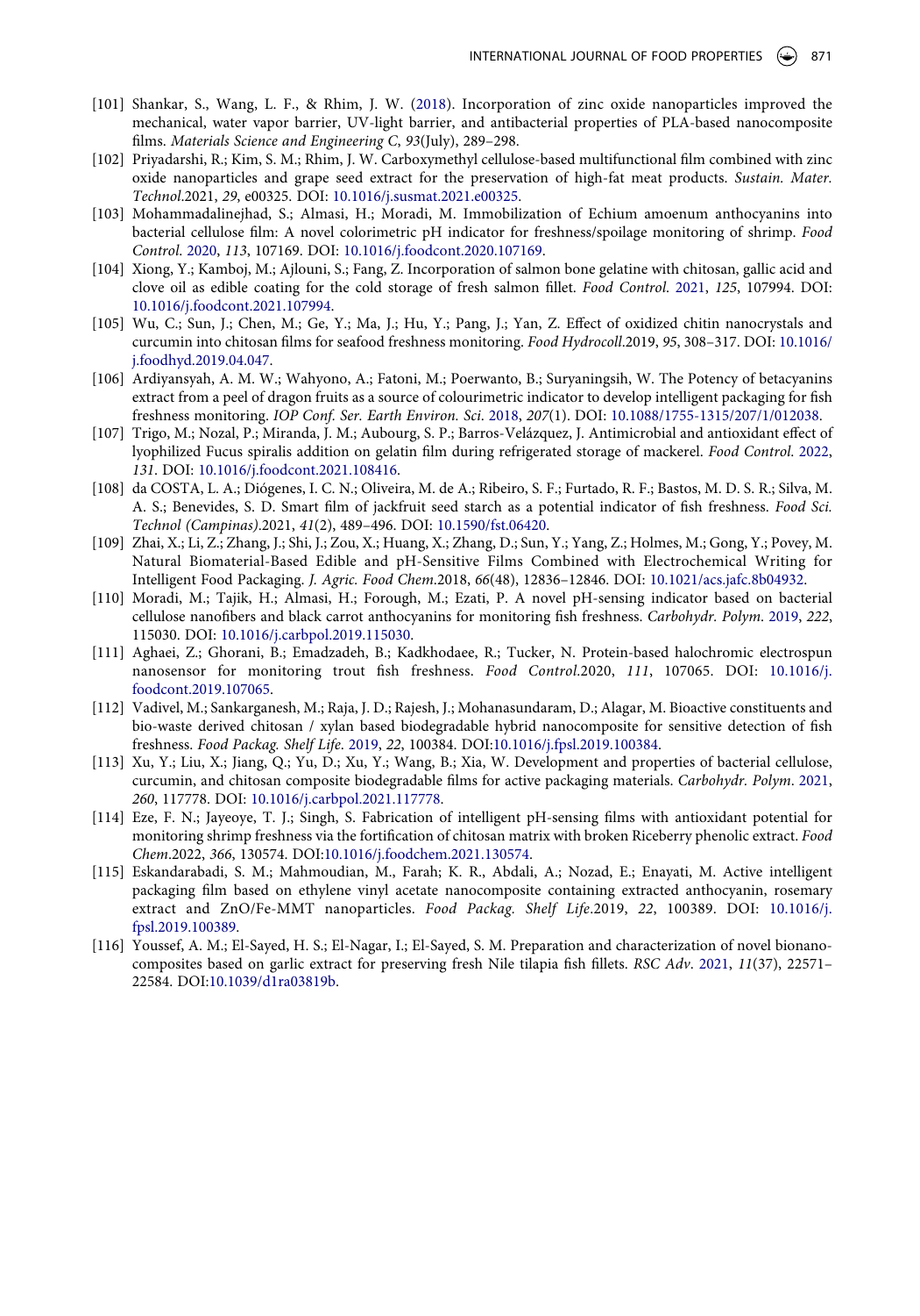[101] Shankar, S., Wang, L. F., & Rhim, J. W. (2018). Incorporation of zinc oxide nanoparticles improved the mechanical, water vapor barrier, UV-light barrier, and antibacterial properties of PLA-based nanocomposite films. *Materials Science and Engineering C*, *93*(July), 289–298.

[102] Priyadarshi, R.; Kim, S. M.; Rhim, J. W. Carboxymethyl cellulose-based multifunctional film combined with zinc oxide nanoparticles and grape seed extract for the preservation of high-fat meat products. *Sustain. Mater. Technol.*2021, *29*, e00325. DOI: 10.1016/j.susmat.2021.e00325.

[103] Mohammadalinejhad, S.; Almasi, H.; Moradi, M. Immobilization of Echium amoenum anthocyanins into bacterial cellulose film: A novel colorimetric pH indicator for freshness/spoilage monitoring of shrimp. *Food Control*. 2020, *113*, 107169. DOI: 10.1016/j.foodcont.2020.107169.

[104] Xiong, Y.; Kamboj, M.; Ajlouni, S.; Fang, Z. Incorporation of salmon bone gelatine with chitosan, gallic acid and clove oil as edible coating for the cold storage of fresh salmon fillet. *Food Control*. 2021, *125*, 107994. DOI: 10.1016/j.foodcont.2021.107994.

[105] Wu, C.; Sun, J.; Chen, M.; Ge, Y.; Ma, J.; Hu, Y.; Pang, J.; Yan, Z. Effect of oxidized chitin nanocrystals and curcumin into chitosan films for seafood freshness monitoring. *Food Hydrocoll.*2019, *95*, 308–317. DOI: 10.1016/j.foodhyd.2019.04.047.

[106] Ardiyansyah, A. M. W.; Wahyono, A.; Fatoni, M.; Poerwanto, B.; Suryaningsih, W. The Potency of betacyanins extract from a peel of dragon fruits as a source of colourimetric indicator to develop intelligent packaging for fish freshness monitoring. *IOP Conf. Ser. Earth Environ. Sci.* 2018, *207*(1). DOI: 10.1088/1755-1315/207/1/012038.

[107] Trigo, M.; Nozal, P.; Miranda, J. M.; Aubourg, S. P.; Barros-Velázquez, J. Antimicrobial and antioxidant effect of lyophilized Fucus spiralis addition on gelatin film during refrigerated storage of mackerel. *Food Control*. 2022, *131*. DOI: 10.1016/j.foodcont.2021.108416.

[108] da COSTA, L. A.; Diógenes, I. C. N.; Oliveira, M. de A.; Ribeiro, S. F.; Furtado, R. F.; Bastos, M. D. S. R.; Silva, M. A. S.; Benevides, S. D. Smart film of jackfruit seed starch as a potential indicator of fish freshness. *Food Sci. Technol (Campinas)*.2021, *41*(2), 489–496. DOI: 10.1590/fst.06420.

[109] Zhai, X.; Li, Z.; Zhang, J.; Shi, J.; Zou, X.; Huang, X.; Zhang, D.; Sun, Y.; Yang, Z.; Holmes, M.; Gong, Y.; Povey, M. Natural Biomaterial-Based Edible and pH-Sensitive Films Combined with Electrochemical Writing for Intelligent Food Packaging. *J. Agric. Food Chem.*2018, *66*(48), 12836–12846. DOI: 10.1021/acs.jafc.8b04932.

[110] Moradi, M.; Tajik, H.; Almasi, H.; Forough, M.; Ezati, P. A novel pH-sensing indicator based on bacterial cellulose nanofibers and black carrot anthocyanins for monitoring fish freshness. *Carbohydr. Polym*. 2019, *222*, 115030. DOI: 10.1016/j.carbpol.2019.115030.

[111] Aghaei, Z.; Ghorani, B.; Emadzadeh, B.; Kadkhodaee, R.; Tucker, N. Protein-based halochromic electrospun nanosensor for monitoring trout fish freshness. *Food Control*.2020, *111*, 107065. DOI: 10.1016/j.foodcont.2019.107065.

[112] Vadivel, M.; Sankarganesh, M.; Raja, J. D.; Rajesh, J.; Mohanasundaram, D.; Alagar, M. Bioactive constituents and bio-waste derived chitosan / xylan based biodegradable hybrid nanocomposite for sensitive detection of fish freshness. *Food Packag. Shelf Life*. 2019, *22*, 100384. DOI:10.1016/j.fpsl.2019.100384.

[113] Xu, Y.; Liu, X.; Jiang, Q.; Yu, D.; Xu, Y.; Wang, B.; Xia, W. Development and properties of bacterial cellulose, curcumin, and chitosan composite biodegradable films for active packaging materials. *Carbohydr. Polym*. 2021, *260*, 117778. DOI: 10.1016/j.carbpol.2021.117778.

[114] Eze, F. N.; Jayeoye, T. J.; Singh, S. Fabrication of intelligent pH-sensing films with antioxidant potential for monitoring shrimp freshness via the fortification of chitosan matrix with broken Riceberry phenolic extract. *Food Chem.*2022, *366*, 130574. DOI:10.1016/j.foodchem.2021.130574.

[115] Eskandarabadi, S. M.; Mahmoudian, M., Farah; K. R., Abdali, A.; Nozad, E.; Enayati, M. Active intelligent packaging film based on ethylene vinyl acetate nanocomposite containing extracted anthocyanin, rosemary extract and ZnO/Fe-MMT nanoparticles. *Food Packag. Shelf Life*.2019, *22*, 100389. DOI: 10.1016/j.fpsl.2019.100389.

[116] Youssef, A. M.; El-Sayed, H. S.; El-Nagar, I.; El-Sayed, S. M. Preparation and characterization of novel bionanocomposites based on garlic extract for preserving fresh Nile tilapia fish fillets. *RSC Adv*. 2021, *11*(37), 22571–22584. DOI:10.1039/d1ra03819b.